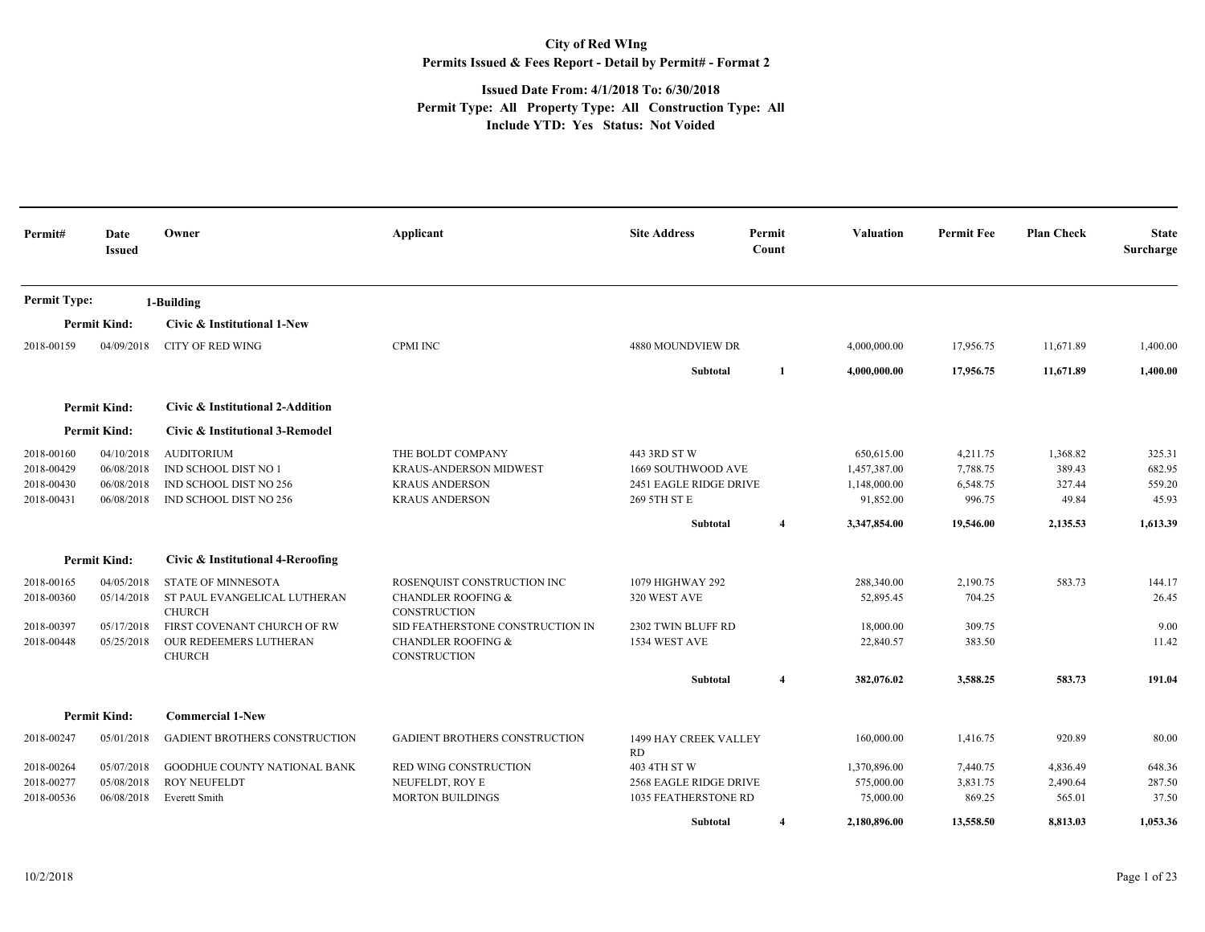# City of Red WIng

## Permits Issued & Fees Report - Detail by Permit# - Format 2

**Issued Date From: 4/1/2018 To: 6/30/2018**
**Permit Type: All Property Type: All Construction Type: All**
**Include YTD: Yes Status: Not Voided**

| Permit# | Date Issued | Owner | Applicant | Site Address | Permit Count | Valuation | Permit Fee | Plan Check | State Surcharge |
|---|---|---|---|---|---|---|---|---|---|
| **Permit Type:** | | **1-Building** | | | | | | | |
| **Permit Kind:** | | **Civic & Institutional 1-New** | | | | | | | |
| 2018-00159 | 04/09/2018 | CITY OF RED WING | CPMI INC | 4880 MOUNDVIEW DR | | 4,000,000.00 | 17,956.75 | 11,671.89 | 1,400.00 |
| | | | | **Subtotal** | **1** | **4,000,000.00** | **17,956.75** | **11,671.89** | **1,400.00** |
| **Permit Kind:** | | **Civic & Institutional 2-Addition** | | | | | | | |
| **Permit Kind:** | | **Civic & Institutional 3-Remodel** | | | | | | | |
| 2018-00160 | 04/10/2018 | AUDITORIUM | THE BOLDT COMPANY | 443 3RD ST W | | 650,615.00 | 4,211.75 | 1,368.82 | 325.31 |
| 2018-00429 | 06/08/2018 | IND SCHOOL DIST NO 1 | KRAUS-ANDERSON MIDWEST | 1669 SOUTHWOOD AVE | | 1,457,387.00 | 7,788.75 | 389.43 | 682.95 |
| 2018-00430 | 06/08/2018 | IND SCHOOL DIST NO 256 | KRAUS ANDERSON | 2451 EAGLE RIDGE DRIVE | | 1,148,000.00 | 6,548.75 | 327.44 | 559.20 |
| 2018-00431 | 06/08/2018 | IND SCHOOL DIST NO 256 | KRAUS ANDERSON | 269 5TH ST E | | 91,852.00 | 996.75 | 49.84 | 45.93 |
| | | | | **Subtotal** | **4** | **3,347,854.00** | **19,546.00** | **2,135.53** | **1,613.39** |
| **Permit Kind:** | | **Civic & Institutional 4-Reroofing** | | | | | | | |
| 2018-00165 | 04/05/2018 | STATE OF MINNESOTA | ROSENQUIST CONSTRUCTION INC | 1079 HIGHWAY 292 | | 288,340.00 | 2,190.75 | 583.73 | 144.17 |
| 2018-00360 | 05/14/2018 | ST PAUL EVANGELICAL LUTHERAN CHURCH | CHANDLER ROOFING & CONSTRUCTION | 320 WEST AVE | | 52,895.45 | 704.25 | | 26.45 |
| 2018-00397 | 05/17/2018 | FIRST COVENANT CHURCH OF RW | SID FEATHERSTONE CONSTRUCTION IN | 2302 TWIN BLUFF RD | | 18,000.00 | 309.75 | | 9.00 |
| 2018-00448 | 05/25/2018 | OUR REDEEMERS LUTHERAN CHURCH | CHANDLER ROOFING & CONSTRUCTION | 1534 WEST AVE | | 22,840.57 | 383.50 | | 11.42 |
| | | | | **Subtotal** | **4** | **382,076.02** | **3,588.25** | **583.73** | **191.04** |
| **Permit Kind:** | | **Commercial 1-New** | | | | | | | |
| 2018-00247 | 05/01/2018 | GADIENT BROTHERS CONSTRUCTION | GADIENT BROTHERS CONSTRUCTION | 1499 HAY CREEK VALLEY RD | | 160,000.00 | 1,416.75 | 920.89 | 80.00 |
| 2018-00264 | 05/07/2018 | GOODHUE COUNTY NATIONAL BANK | RED WING CONSTRUCTION | 403 4TH ST W | | 1,370,896.00 | 7,440.75 | 4,836.49 | 648.36 |
| 2018-00277 | 05/08/2018 | ROY NEUFELDT | NEUFELDT, ROY E | 2568 EAGLE RIDGE DRIVE | | 575,000.00 | 3,831.75 | 2,490.64 | 287.50 |
| 2018-00536 | 06/08/2018 | Everett Smith | MORTON BUILDINGS | 1035 FEATHERSTONE RD | | 75,000.00 | 869.25 | 565.01 | 37.50 |
| | | | | **Subtotal** | **4** | **2,180,896.00** | **13,558.50** | **8,813.03** | **1,053.36** |

10/2/2018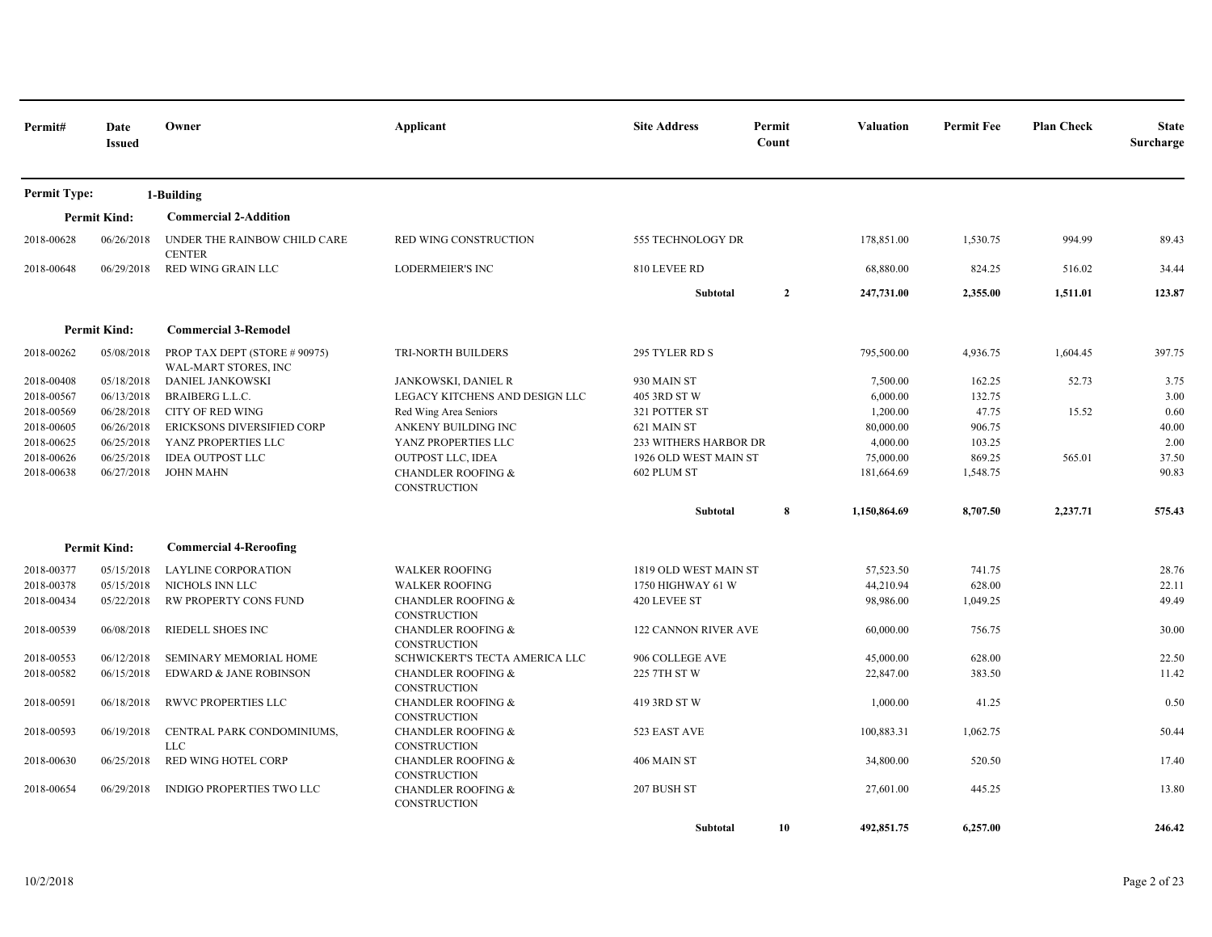| Permit# | Date Issued | Owner | Applicant | Site Address | Permit Count | Valuation | Permit Fee | Plan Check | State Surcharge |
|---|---|---|---|---|---|---|---|---|---|
| **Permit Type:** | | **1-Building** | | | | | | | |
| **Permit Kind:** | | **Commercial 2-Addition** | | | | | | | |
| 2018-00628 | 06/26/2018 | UNDER THE RAINBOW CHILD CARE CENTER | RED WING CONSTRUCTION | 555 TECHNOLOGY DR | | 178,851.00 | 1,530.75 | 994.99 | 89.43 |
| 2018-00648 | 06/29/2018 | RED WING GRAIN LLC | LODERMEIER'S INC | 810 LEVEE RD | | 68,880.00 | 824.25 | 516.02 | 34.44 |
| | | | | **Subtotal** | **2** | **247,731.00** | **2,355.00** | **1,511.01** | **123.87** |
| **Permit Kind:** | | **Commercial 3-Remodel** | | | | | | | |
| 2018-00262 | 05/08/2018 | PROP TAX DEPT (STORE # 90975) WAL-MART STORES, INC | TRI-NORTH BUILDERS | 295 TYLER RD S | | 795,500.00 | 4,936.75 | 1,604.45 | 397.75 |
| 2018-00408 | 05/18/2018 | DANIEL JANKOWSKI | JANKOWSKI, DANIEL R | 930 MAIN ST | | 7,500.00 | 162.25 | 52.73 | 3.75 |
| 2018-00567 | 06/13/2018 | BRAIBERG L.L.C. | LEGACY KITCHENS AND DESIGN LLC | 405 3RD ST W | | 6,000.00 | 132.75 | | 3.00 |
| 2018-00569 | 06/28/2018 | CITY OF RED WING | Red Wing Area Seniors | 321 POTTER ST | | 1,200.00 | 47.75 | 15.52 | 0.60 |
| 2018-00605 | 06/26/2018 | ERICKSONS DIVERSIFIED CORP | ANKENY BUILDING INC | 621 MAIN ST | | 80,000.00 | 906.75 | | 40.00 |
| 2018-00625 | 06/25/2018 | YANZ PROPERTIES LLC | YANZ PROPERTIES LLC | 233 WITHERS HARBOR DR | | 4,000.00 | 103.25 | | 2.00 |
| 2018-00626 | 06/25/2018 | IDEA OUTPOST LLC | OUTPOST LLC, IDEA | 1926 OLD WEST MAIN ST | | 75,000.00 | 869.25 | 565.01 | 37.50 |
| 2018-00638 | 06/27/2018 | JOHN MAHN | CHANDLER ROOFING & CONSTRUCTION | 602 PLUM ST | | 181,664.69 | 1,548.75 | | 90.83 |
| | | | | **Subtotal** | **8** | **1,150,864.69** | **8,707.50** | **2,237.71** | **575.43** |
| **Permit Kind:** | | **Commercial 4-Reroofing** | | | | | | | |
| 2018-00377 | 05/15/2018 | LAYLINE CORPORATION | WALKER ROOFING | 1819 OLD WEST MAIN ST | | 57,523.50 | 741.75 | | 28.76 |
| 2018-00378 | 05/15/2018 | NICHOLS INN LLC | WALKER ROOFING | 1750 HIGHWAY 61 W | | 44,210.94 | 628.00 | | 22.11 |
| 2018-00434 | 05/22/2018 | RW PROPERTY CONS FUND | CHANDLER ROOFING & CONSTRUCTION | 420 LEVEE ST | | 98,986.00 | 1,049.25 | | 49.49 |
| 2018-00539 | 06/08/2018 | RIEDELL SHOES INC | CHANDLER ROOFING & CONSTRUCTION | 122 CANNON RIVER AVE | | 60,000.00 | 756.75 | | 30.00 |
| 2018-00553 | 06/12/2018 | SEMINARY MEMORIAL HOME | SCHWICKERT'S TECTA AMERICA LLC | 906 COLLEGE AVE | | 45,000.00 | 628.00 | | 22.50 |
| 2018-00582 | 06/15/2018 | EDWARD & JANE ROBINSON | CHANDLER ROOFING & CONSTRUCTION | 225 7TH ST W | | 22,847.00 | 383.50 | | 11.42 |
| 2018-00591 | 06/18/2018 | RWVC PROPERTIES LLC | CHANDLER ROOFING & CONSTRUCTION | 419 3RD ST W | | 1,000.00 | 41.25 | | 0.50 |
| 2018-00593 | 06/19/2018 | CENTRAL PARK CONDOMINIUMS, LLC | CHANDLER ROOFING & CONSTRUCTION | 523 EAST AVE | | 100,883.31 | 1,062.75 | | 50.44 |
| 2018-00630 | 06/25/2018 | RED WING HOTEL CORP | CHANDLER ROOFING & CONSTRUCTION | 406 MAIN ST | | 34,800.00 | 520.50 | | 17.40 |
| 2018-00654 | 06/29/2018 | INDIGO PROPERTIES TWO LLC | CHANDLER ROOFING & CONSTRUCTION | 207 BUSH ST | | 27,601.00 | 445.25 | | 13.80 |
| | | | | **Subtotal** | **10** | **492,851.75** | **6,257.00** | | **246.42** |

10/2/2018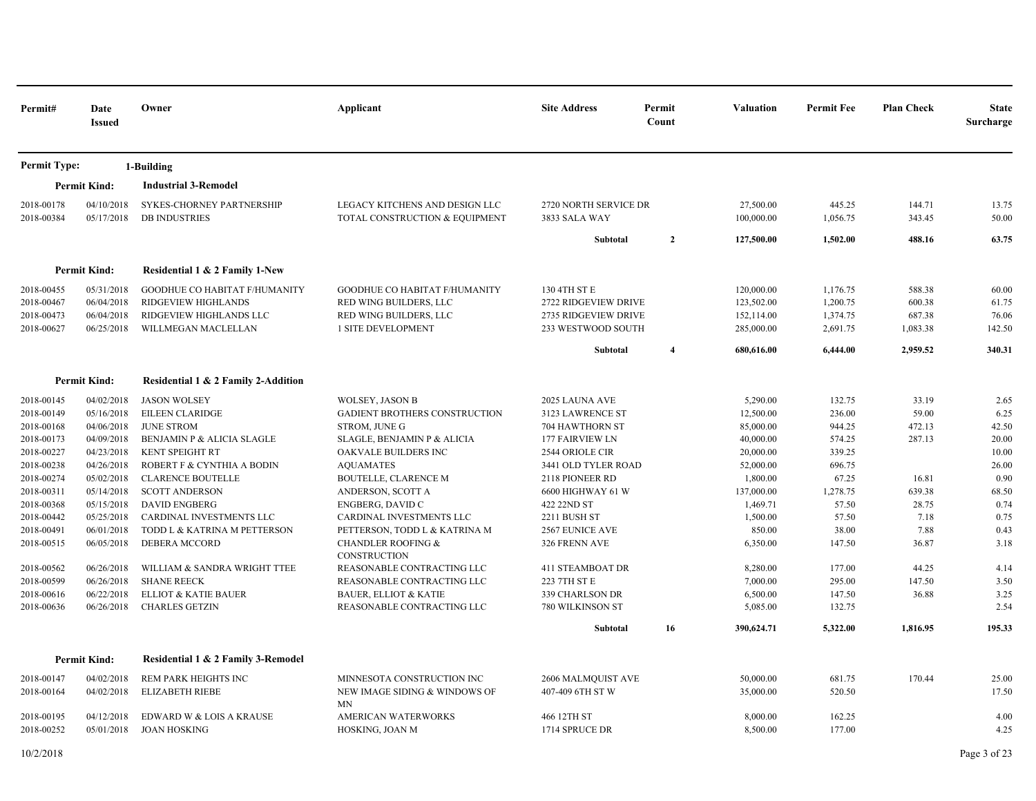| Permit# | Date Issued | Owner | Applicant | Site Address | Permit Count | Valuation | Permit Fee | Plan Check | State Surcharge |
|---|---|---|---|---|---|---|---|---|---|
| **Permit Type:** | | **1-Building** | | | | | | | |
| **Permit Kind:** | | **Industrial 3-Remodel** | | | | | | | |
| 2018-00178 | 04/10/2018 | SYKES-CHORNEY PARTNERSHIP | LEGACY KITCHENS AND DESIGN LLC | 2720 NORTH SERVICE DR | | 27,500.00 | 445.25 | 144.71 | 13.75 |
| 2018-00384 | 05/17/2018 | DB INDUSTRIES | TOTAL CONSTRUCTION & EQUIPMENT | 3833 SALA WAY | | 100,000.00 | 1,056.75 | 343.45 | 50.00 |
| | | | | **Subtotal** | **2** | **127,500.00** | **1,502.00** | **488.16** | **63.75** |
| **Permit Kind:** | | **Residential 1 & 2 Family 1-New** | | | | | | | |
| 2018-00455 | 05/31/2018 | GOODHUE CO HABITAT F/HUMANITY | GOODHUE CO HABITAT F/HUMANITY | 130 4TH ST E | | 120,000.00 | 1,176.75 | 588.38 | 60.00 |
| 2018-00467 | 06/04/2018 | RIDGEVIEW HIGHLANDS | RED WING BUILDERS, LLC | 2722 RIDGEVIEW DRIVE | | 123,502.00 | 1,200.75 | 600.38 | 61.75 |
| 2018-00473 | 06/04/2018 | RIDGEVIEW HIGHLANDS LLC | RED WING BUILDERS, LLC | 2735 RIDGEVIEW DRIVE | | 152,114.00 | 1,374.75 | 687.38 | 76.06 |
| 2018-00627 | 06/25/2018 | WILLMEGAN MACLELLAN | 1 SITE DEVELOPMENT | 233 WESTWOOD SOUTH | | 285,000.00 | 2,691.75 | 1,083.38 | 142.50 |
| | | | | **Subtotal** | **4** | **680,616.00** | **6,444.00** | **2,959.52** | **340.31** |
| **Permit Kind:** | | **Residential 1 & 2 Family 2-Addition** | | | | | | | |
| 2018-00145 | 04/02/2018 | JASON WOLSEY | WOLSEY, JASON B | 2025 LAUNA AVE | | 5,290.00 | 132.75 | 33.19 | 2.65 |
| 2018-00149 | 05/16/2018 | EILEEN CLARIDGE | GADIENT BROTHERS CONSTRUCTION | 3123 LAWRENCE ST | | 12,500.00 | 236.00 | 59.00 | 6.25 |
| 2018-00168 | 04/06/2018 | JUNE STROM | STROM, JUNE G | 704 HAWTHORN ST | | 85,000.00 | 944.25 | 472.13 | 42.50 |
| 2018-00173 | 04/09/2018 | BENJAMIN P & ALICIA SLAGLE | SLAGLE, BENJAMIN P & ALICIA | 177 FAIRVIEW LN | | 40,000.00 | 574.25 | 287.13 | 20.00 |
| 2018-00227 | 04/23/2018 | KENT SPEIGHT RT | OAKVALE BUILDERS INC | 2544 ORIOLE CIR | | 20,000.00 | 339.25 | | 10.00 |
| 2018-00238 | 04/26/2018 | ROBERT F & CYNTHIA A BODIN | AQUAMATES | 3441 OLD TYLER ROAD | | 52,000.00 | 696.75 | | 26.00 |
| 2018-00274 | 05/02/2018 | CLARENCE BOUTELLE | BOUTELLE, CLARENCE M | 2118 PIONEER RD | | 1,800.00 | 67.25 | 16.81 | 0.90 |
| 2018-00311 | 05/14/2018 | SCOTT ANDERSON | ANDERSON, SCOTT A | 6600 HIGHWAY 61 W | | 137,000.00 | 1,278.75 | 639.38 | 68.50 |
| 2018-00368 | 05/15/2018 | DAVID ENGBERG | ENGBERG, DAVID C | 422 22ND ST | | 1,469.71 | 57.50 | 28.75 | 0.74 |
| 2018-00442 | 05/25/2018 | CARDINAL INVESTMENTS LLC | CARDINAL INVESTMENTS LLC | 2211 BUSH ST | | 1,500.00 | 57.50 | 7.18 | 0.75 |
| 2018-00491 | 06/01/2018 | TODD L & KATRINA M PETTERSON | PETTERSON, TODD L & KATRINA M | 2567 EUNICE AVE | | 850.00 | 38.00 | 7.88 | 0.43 |
| 2018-00515 | 06/05/2018 | DEBERA MCCORD | CHANDLER ROOFING & CONSTRUCTION | 326 FRENN AVE | | 6,350.00 | 147.50 | 36.87 | 3.18 |
| 2018-00562 | 06/26/2018 | WILLIAM & SANDRA WRIGHT TTEE | REASONABLE CONTRACTING LLC | 411 STEAMBOAT DR | | 8,280.00 | 177.00 | 44.25 | 4.14 |
| 2018-00599 | 06/26/2018 | SHANE REECK | REASONABLE CONTRACTING LLC | 223 7TH ST E | | 7,000.00 | 295.00 | 147.50 | 3.50 |
| 2018-00616 | 06/22/2018 | ELLIOT & KATIE BAUER | BAUER, ELLIOT & KATIE | 339 CHARLSON DR | | 6,500.00 | 147.50 | 36.88 | 3.25 |
| 2018-00636 | 06/26/2018 | CHARLES GETZIN | REASONABLE CONTRACTING LLC | 780 WILKINSON ST | | 5,085.00 | 132.75 | | 2.54 |
| | | | | **Subtotal** | **16** | **390,624.71** | **5,322.00** | **1,816.95** | **195.33** |
| **Permit Kind:** | | **Residential 1 & 2 Family 3-Remodel** | | | | | | | |
| 2018-00147 | 04/02/2018 | REM PARK HEIGHTS INC | MINNESOTA CONSTRUCTION INC | 2606 MALMQUIST AVE | | 50,000.00 | 681.75 | 170.44 | 25.00 |
| 2018-00164 | 04/02/2018 | ELIZABETH RIEBE | NEW IMAGE SIDING & WINDOWS OF MN | 407-409 6TH ST W | | 35,000.00 | 520.50 | | 17.50 |
| 2018-00195 | 04/12/2018 | EDWARD W & LOIS A KRAUSE | AMERICAN WATERWORKS | 466 12TH ST | | 8,000.00 | 162.25 | | 4.00 |
| 2018-00252 | 05/01/2018 | JOAN HOSKING | HOSKING, JOAN M | 1714 SPRUCE DR | | 8,500.00 | 177.00 | | 4.25 |

10/2/2018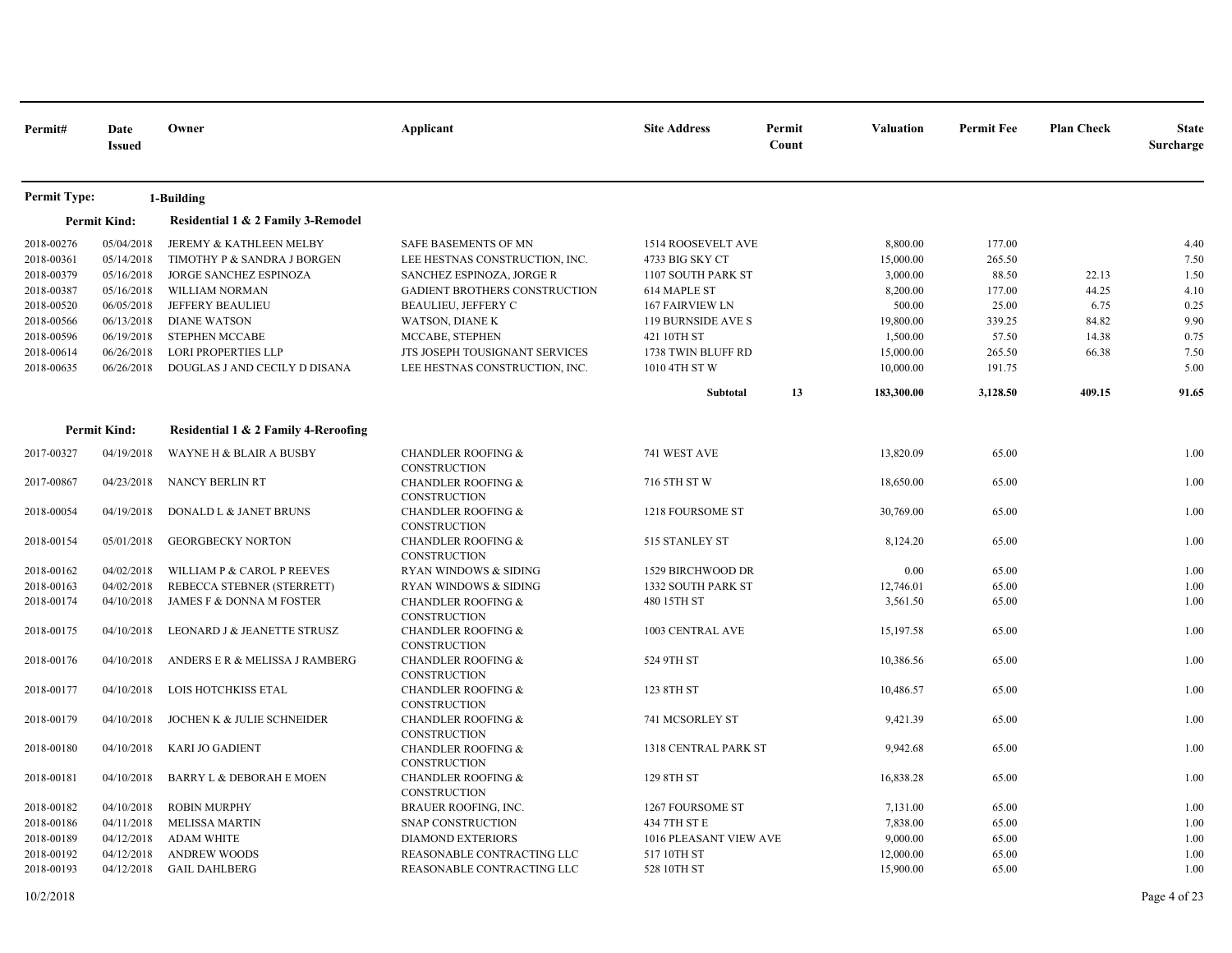| Permit# | Date Issued | Owner | Applicant | Site Address | Permit Count | Valuation | Permit Fee | Plan Check | State Surcharge |
|---|---|---|---|---|---|---|---|---|---|
| **Permit Type:** | | **1-Building** | | | | | | | |
| **Permit Kind:** | | **Residential 1 & 2 Family 3-Remodel** | | | | | | | |
| 2018-00276 | 05/04/2018 | JEREMY & KATHLEEN MELBY | SAFE BASEMENTS OF MN | 1514 ROOSEVELT AVE | | 8,800.00 | 177.00 | | 4.40 |
| 2018-00361 | 05/14/2018 | TIMOTHY P & SANDRA J BORGEN | LEE HESTNAS CONSTRUCTION, INC. | 4733 BIG SKY CT | | 15,000.00 | 265.50 | | 7.50 |
| 2018-00379 | 05/16/2018 | JORGE SANCHEZ ESPINOZA | SANCHEZ ESPINOZA, JORGE R | 1107 SOUTH PARK ST | | 3,000.00 | 88.50 | 22.13 | 1.50 |
| 2018-00387 | 05/16/2018 | WILLIAM NORMAN | GADIENT BROTHERS CONSTRUCTION | 614 MAPLE ST | | 8,200.00 | 177.00 | 44.25 | 4.10 |
| 2018-00520 | 06/05/2018 | JEFFERY BEAULIEU | BEAULIEU, JEFFERY C | 167 FAIRVIEW LN | | 500.00 | 25.00 | 6.75 | 0.25 |
| 2018-00566 | 06/13/2018 | DIANE WATSON | WATSON, DIANE K | 119 BURNSIDE AVE S | | 19,800.00 | 339.25 | 84.82 | 9.90 |
| 2018-00596 | 06/19/2018 | STEPHEN MCCABE | MCCABE, STEPHEN | 421 10TH ST | | 1,500.00 | 57.50 | 14.38 | 0.75 |
| 2018-00614 | 06/26/2018 | LORI PROPERTIES LLP | JTS JOSEPH TOUSIGNANT SERVICES | 1738 TWIN BLUFF RD | | 15,000.00 | 265.50 | 66.38 | 7.50 |
| 2018-00635 | 06/26/2018 | DOUGLAS J AND CECILY D DISANA | LEE HESTNAS CONSTRUCTION, INC. | 1010 4TH ST W | | 10,000.00 | 191.75 | | 5.00 |
| | | | | **Subtotal** | **13** | **183,300.00** | **3,128.50** | **409.15** | **91.65** |
| **Permit Kind:** | | **Residential 1 & 2 Family 4-Reroofing** | | | | | | | |
| 2017-00327 | 04/19/2018 | WAYNE H & BLAIR A BUSBY | CHANDLER ROOFING & CONSTRUCTION | 741 WEST AVE | | 13,820.09 | 65.00 | | 1.00 |
| 2017-00867 | 04/23/2018 | NANCY BERLIN RT | CHANDLER ROOFING & CONSTRUCTION | 716 5TH ST W | | 18,650.00 | 65.00 | | 1.00 |
| 2018-00054 | 04/19/2018 | DONALD L & JANET BRUNS | CHANDLER ROOFING & CONSTRUCTION | 1218 FOURSOME ST | | 30,769.00 | 65.00 | | 1.00 |
| 2018-00154 | 05/01/2018 | GEORGBECKY NORTON | CHANDLER ROOFING & CONSTRUCTION | 515 STANLEY ST | | 8,124.20 | 65.00 | | 1.00 |
| 2018-00162 | 04/02/2018 | WILLIAM P & CAROL P REEVES | RYAN WINDOWS & SIDING | 1529 BIRCHWOOD DR | | 0.00 | 65.00 | | 1.00 |
| 2018-00163 | 04/02/2018 | REBECCA STEBNER (STERRETT) | RYAN WINDOWS & SIDING | 1332 SOUTH PARK ST | | 12,746.01 | 65.00 | | 1.00 |
| 2018-00174 | 04/10/2018 | JAMES F & DONNA M FOSTER | CHANDLER ROOFING & CONSTRUCTION | 480 15TH ST | | 3,561.50 | 65.00 | | 1.00 |
| 2018-00175 | 04/10/2018 | LEONARD J & JEANETTE STRUSZ | CHANDLER ROOFING & CONSTRUCTION | 1003 CENTRAL AVE | | 15,197.58 | 65.00 | | 1.00 |
| 2018-00176 | 04/10/2018 | ANDERS E R & MELISSA J RAMBERG | CHANDLER ROOFING & CONSTRUCTION | 524 9TH ST | | 10,386.56 | 65.00 | | 1.00 |
| 2018-00177 | 04/10/2018 | LOIS HOTCHKISS ETAL | CHANDLER ROOFING & CONSTRUCTION | 123 8TH ST | | 10,486.57 | 65.00 | | 1.00 |
| 2018-00179 | 04/10/2018 | JOCHEN K & JULIE SCHNEIDER | CHANDLER ROOFING & CONSTRUCTION | 741 MCSORLEY ST | | 9,421.39 | 65.00 | | 1.00 |
| 2018-00180 | 04/10/2018 | KARI JO GADIENT | CHANDLER ROOFING & CONSTRUCTION | 1318 CENTRAL PARK ST | | 9,942.68 | 65.00 | | 1.00 |
| 2018-00181 | 04/10/2018 | BARRY L & DEBORAH E MOEN | CHANDLER ROOFING & CONSTRUCTION | 129 8TH ST | | 16,838.28 | 65.00 | | 1.00 |
| 2018-00182 | 04/10/2018 | ROBIN MURPHY | BRAUER ROOFING, INC. | 1267 FOURSOME ST | | 7,131.00 | 65.00 | | 1.00 |
| 2018-00186 | 04/11/2018 | MELISSA MARTIN | SNAP CONSTRUCTION | 434 7TH ST E | | 7,838.00 | 65.00 | | 1.00 |
| 2018-00189 | 04/12/2018 | ADAM WHITE | DIAMOND EXTERIORS | 1016 PLEASANT VIEW AVE | | 9,000.00 | 65.00 | | 1.00 |
| 2018-00192 | 04/12/2018 | ANDREW WOODS | REASONABLE CONTRACTING LLC | 517 10TH ST | | 12,000.00 | 65.00 | | 1.00 |
| 2018-00193 | 04/12/2018 | GAIL DAHLBERG | REASONABLE CONTRACTING LLC | 528 10TH ST | | 15,900.00 | 65.00 | | 1.00 |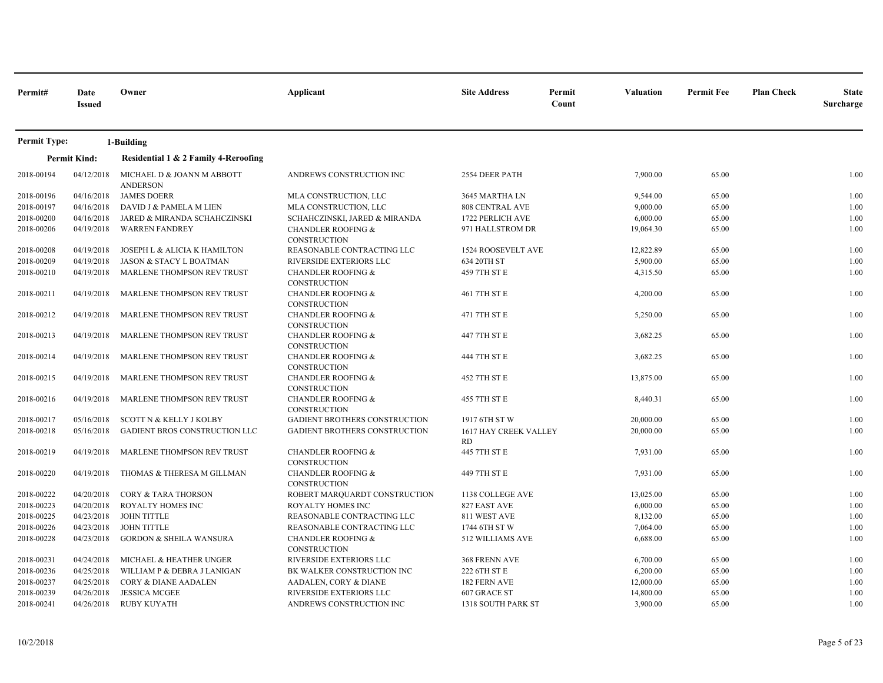| Permit# | Date Issued | Owner | Applicant | Site Address | Permit Count | Valuation | Permit Fee | Plan Check | State Surcharge |
|---|---|---|---|---|---|---|---|---|---|
| **Permit Type:** | | **1-Building** | | | | | | | |
| **Permit Kind:** | | **Residential 1 & 2 Family 4-Reroofing** | | | | | | | |
| 2018-00194 | 04/12/2018 | MICHAEL D & JOANN M ABBOTT ANDERSON | ANDREWS CONSTRUCTION INC | 2554 DEER PATH | | 7,900.00 | 65.00 | | 1.00 |
| 2018-00196 | 04/16/2018 | JAMES DOERR | MLA CONSTRUCTION, LLC | 3645 MARTHA LN | | 9,544.00 | 65.00 | | 1.00 |
| 2018-00197 | 04/16/2018 | DAVID J & PAMELA M LIEN | MLA CONSTRUCTION, LLC | 808 CENTRAL AVE | | 9,000.00 | 65.00 | | 1.00 |
| 2018-00200 | 04/16/2018 | JARED & MIRANDA SCHAHCZINSKI | SCHAHCZINSKI, JARED & MIRANDA | 1722 PERLICH AVE | | 6,000.00 | 65.00 | | 1.00 |
| 2018-00206 | 04/19/2018 | WARREN FANDREY | CHANDLER ROOFING & CONSTRUCTION | 971 HALLSTROM DR | | 19,064.30 | 65.00 | | 1.00 |
| 2018-00208 | 04/19/2018 | JOSEPH L & ALICIA K HAMILTON | REASONABLE CONTRACTING LLC | 1524 ROOSEVELT AVE | | 12,822.89 | 65.00 | | 1.00 |
| 2018-00209 | 04/19/2018 | JASON & STACY L BOATMAN | RIVERSIDE EXTERIORS LLC | 634 20TH ST | | 5,900.00 | 65.00 | | 1.00 |
| 2018-00210 | 04/19/2018 | MARLENE THOMPSON REV TRUST | CHANDLER ROOFING & CONSTRUCTION | 459 7TH ST E | | 4,315.50 | 65.00 | | 1.00 |
| 2018-00211 | 04/19/2018 | MARLENE THOMPSON REV TRUST | CHANDLER ROOFING & CONSTRUCTION | 461 7TH ST E | | 4,200.00 | 65.00 | | 1.00 |
| 2018-00212 | 04/19/2018 | MARLENE THOMPSON REV TRUST | CHANDLER ROOFING & CONSTRUCTION | 471 7TH ST E | | 5,250.00 | 65.00 | | 1.00 |
| 2018-00213 | 04/19/2018 | MARLENE THOMPSON REV TRUST | CHANDLER ROOFING & CONSTRUCTION | 447 7TH ST E | | 3,682.25 | 65.00 | | 1.00 |
| 2018-00214 | 04/19/2018 | MARLENE THOMPSON REV TRUST | CHANDLER ROOFING & CONSTRUCTION | 444 7TH ST E | | 3,682.25 | 65.00 | | 1.00 |
| 2018-00215 | 04/19/2018 | MARLENE THOMPSON REV TRUST | CHANDLER ROOFING & CONSTRUCTION | 452 7TH ST E | | 13,875.00 | 65.00 | | 1.00 |
| 2018-00216 | 04/19/2018 | MARLENE THOMPSON REV TRUST | CHANDLER ROOFING & CONSTRUCTION | 455 7TH ST E | | 8,440.31 | 65.00 | | 1.00 |
| 2018-00217 | 05/16/2018 | SCOTT N & KELLY J KOLBY | GADIENT BROTHERS CONSTRUCTION | 1917 6TH ST W | | 20,000.00 | 65.00 | | 1.00 |
| 2018-00218 | 05/16/2018 | GADIENT BROS CONSTRUCTION LLC | GADIENT BROTHERS CONSTRUCTION | 1617 HAY CREEK VALLEY RD | | 20,000.00 | 65.00 | | 1.00 |
| 2018-00219 | 04/19/2018 | MARLENE THOMPSON REV TRUST | CHANDLER ROOFING & CONSTRUCTION | 445 7TH ST E | | 7,931.00 | 65.00 | | 1.00 |
| 2018-00220 | 04/19/2018 | THOMAS & THERESA M GILLMAN | CHANDLER ROOFING & CONSTRUCTION | 449 7TH ST E | | 7,931.00 | 65.00 | | 1.00 |
| 2018-00222 | 04/20/2018 | CORY & TARA THORSON | ROBERT MARQUARDT CONSTRUCTION | 1138 COLLEGE AVE | | 13,025.00 | 65.00 | | 1.00 |
| 2018-00223 | 04/20/2018 | ROYALTY HOMES INC | ROYALTY HOMES INC | 827 EAST AVE | | 6,000.00 | 65.00 | | 1.00 |
| 2018-00225 | 04/23/2018 | JOHN TITTLE | REASONABLE CONTRACTING LLC | 811 WEST AVE | | 8,132.00 | 65.00 | | 1.00 |
| 2018-00226 | 04/23/2018 | JOHN TITTLE | REASONABLE CONTRACTING LLC | 1744 6TH ST W | | 7,064.00 | 65.00 | | 1.00 |
| 2018-00228 | 04/23/2018 | GORDON & SHEILA WANSURA | CHANDLER ROOFING & CONSTRUCTION | 512 WILLIAMS AVE | | 6,688.00 | 65.00 | | 1.00 |
| 2018-00231 | 04/24/2018 | MICHAEL & HEATHER UNGER | RIVERSIDE EXTERIORS LLC | 368 FRENN AVE | | 6,700.00 | 65.00 | | 1.00 |
| 2018-00236 | 04/25/2018 | WILLIAM P & DEBRA J LANIGAN | BK WALKER CONSTRUCTION INC | 222 6TH ST E | | 6,200.00 | 65.00 | | 1.00 |
| 2018-00237 | 04/25/2018 | CORY & DIANE AADALEN | AADALEN, CORY & DIANE | 182 FERN AVE | | 12,000.00 | 65.00 | | 1.00 |
| 2018-00239 | 04/26/2018 | JESSICA MCGEE | RIVERSIDE EXTERIORS LLC | 607 GRACE ST | | 14,800.00 | 65.00 | | 1.00 |
| 2018-00241 | 04/26/2018 | RUBY KUYATH | ANDREWS CONSTRUCTION INC | 1318 SOUTH PARK ST | | 3,900.00 | 65.00 | | 1.00 |

10/2/2018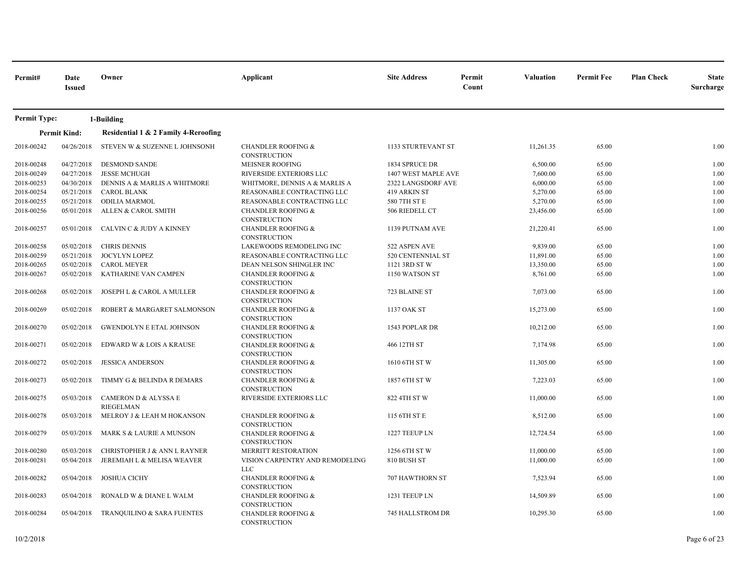| Permit# | Date Issued | Owner | Applicant | Site Address | Permit Count | Valuation | Permit Fee | Plan Check | State Surcharge |
|---|---|---|---|---|---|---|---|---|---|
| **Permit Type:** | | **1-Building** | | | | | | | |
| **Permit Kind:** | | **Residential 1 & 2 Family 4-Reroofing** | | | | | | | |
| 2018-00242 | 04/26/2018 | STEVEN W & SUZENNE L JOHNSONH | CHANDLER ROOFING & CONSTRUCTION | 1133 STURTEVANT ST | | 11,261.35 | 65.00 | | 1.00 |
| 2018-00248 | 04/27/2018 | DESMOND SANDE | MEISNER ROOFING | 1834 SPRUCE DR | | 6,500.00 | 65.00 | | 1.00 |
| 2018-00249 | 04/27/2018 | JESSE MCHUGH | RIVERSIDE EXTERIORS LLC | 1407 WEST MAPLE AVE | | 7,600.00 | 65.00 | | 1.00 |
| 2018-00253 | 04/30/2018 | DENNIS A & MARLIS A WHITMORE | WHITMORE, DENNIS A & MARLIS A | 2322 LANGSDORF AVE | | 6,000.00 | 65.00 | | 1.00 |
| 2018-00254 | 05/21/2018 | CAROL BLANK | REASONABLE CONTRACTING LLC | 419 ARKIN ST | | 5,270.00 | 65.00 | | 1.00 |
| 2018-00255 | 05/21/2018 | ODILIA MARMOL | REASONABLE CONTRACTING LLC | 580 7TH ST E | | 5,270.00 | 65.00 | | 1.00 |
| 2018-00256 | 05/01/2018 | ALLEN & CAROL SMITH | CHANDLER ROOFING & CONSTRUCTION | 506 RIEDELL CT | | 23,456.00 | 65.00 | | 1.00 |
| 2018-00257 | 05/01/2018 | CALVIN C & JUDY A KINNEY | CHANDLER ROOFING & CONSTRUCTION | 1139 PUTNAM AVE | | 21,220.41 | 65.00 | | 1.00 |
| 2018-00258 | 05/02/2018 | CHRIS DENNIS | LAKEWOODS REMODELING INC | 522 ASPEN AVE | | 9,839.00 | 65.00 | | 1.00 |
| 2018-00259 | 05/21/2018 | JOCYLYN LOPEZ | REASONABLE CONTRACTING LLC | 520 CENTENNIAL ST | | 11,891.00 | 65.00 | | 1.00 |
| 2018-00265 | 05/02/2018 | CAROL MEYER | DEAN NELSON SHINGLER INC | 1121 3RD ST W | | 13,350.00 | 65.00 | | 1.00 |
| 2018-00267 | 05/02/2018 | KATHARINE VAN CAMPEN | CHANDLER ROOFING & CONSTRUCTION | 1150 WATSON ST | | 8,761.00 | 65.00 | | 1.00 |
| 2018-00268 | 05/02/2018 | JOSEPH L & CAROL A MULLER | CHANDLER ROOFING & CONSTRUCTION | 723 BLAINE ST | | 7,073.00 | 65.00 | | 1.00 |
| 2018-00269 | 05/02/2018 | ROBERT & MARGARET SALMONSON | CHANDLER ROOFING & CONSTRUCTION | 1137 OAK ST | | 15,273.00 | 65.00 | | 1.00 |
| 2018-00270 | 05/02/2018 | GWENDOLYN E ETAL JOHNSON | CHANDLER ROOFING & CONSTRUCTION | 1543 POPLAR DR | | 10,212.00 | 65.00 | | 1.00 |
| 2018-00271 | 05/02/2018 | EDWARD W & LOIS A KRAUSE | CHANDLER ROOFING & CONSTRUCTION | 466 12TH ST | | 7,174.98 | 65.00 | | 1.00 |
| 2018-00272 | 05/02/2018 | JESSICA ANDERSON | CHANDLER ROOFING & CONSTRUCTION | 1610 6TH ST W | | 11,305.00 | 65.00 | | 1.00 |
| 2018-00273 | 05/02/2018 | TIMMY G & BELINDA R DEMARS | CHANDLER ROOFING & CONSTRUCTION | 1857 6TH ST W | | 7,223.03 | 65.00 | | 1.00 |
| 2018-00275 | 05/03/2018 | CAMERON D & ALYSSA E RIEGELMAN | RIVERSIDE EXTERIORS LLC | 822 4TH ST W | | 11,000.00 | 65.00 | | 1.00 |
| 2018-00278 | 05/03/2018 | MELROY J & LEAH M HOKANSON | CHANDLER ROOFING & CONSTRUCTION | 115 6TH ST E | | 8,512.00 | 65.00 | | 1.00 |
| 2018-00279 | 05/03/2018 | MARK S & LAURIE A MUNSON | CHANDLER ROOFING & CONSTRUCTION | 1227 TEEUP LN | | 12,724.54 | 65.00 | | 1.00 |
| 2018-00280 | 05/03/2018 | CHRISTOPHER J & ANN L RAYNER | MERRITT RESTORATION | 1256 6TH ST W | | 11,000.00 | 65.00 | | 1.00 |
| 2018-00281 | 05/04/2018 | JEREMIAH L & MELISA WEAVER | VISION CARPENTRY AND REMODELING LLC | 810 BUSH ST | | 11,000.00 | 65.00 | | 1.00 |
| 2018-00282 | 05/04/2018 | JOSHUA CICHY | CHANDLER ROOFING & CONSTRUCTION | 707 HAWTHORN ST | | 7,523.94 | 65.00 | | 1.00 |
| 2018-00283 | 05/04/2018 | RONALD W & DIANE L WALM | CHANDLER ROOFING & CONSTRUCTION | 1231 TEEUP LN | | 14,509.89 | 65.00 | | 1.00 |
| 2018-00284 | 05/04/2018 | TRANQUILINO & SARA FUENTES | CHANDLER ROOFING & CONSTRUCTION | 745 HALLSTROM DR | | 10,295.30 | 65.00 | | 1.00 |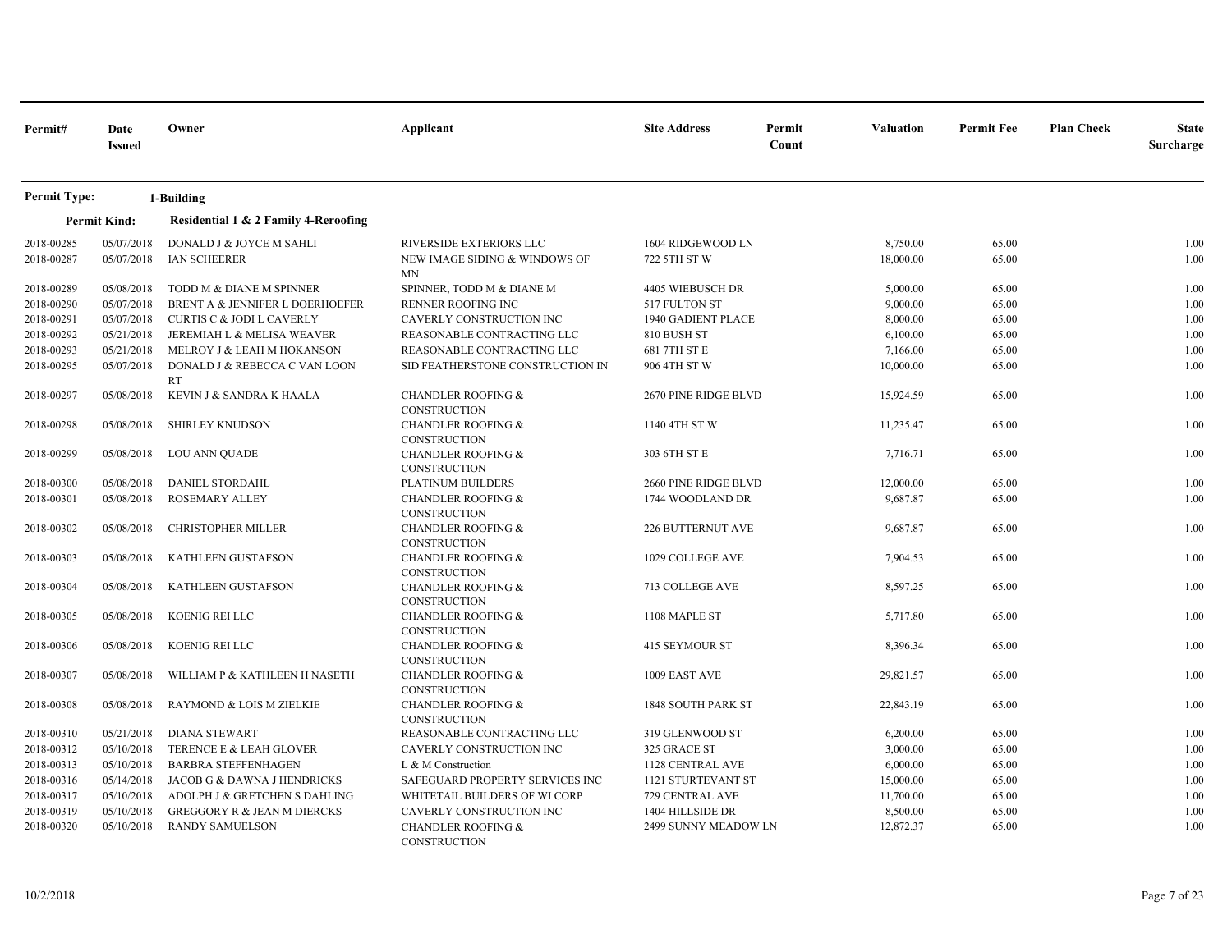| Permit# | Date Issued | Owner | Applicant | Site Address | Permit Count | Valuation | Permit Fee | Plan Check | State Surcharge |
|---|---|---|---|---|---|---|---|---|---|
| **Permit Type:** | | **1-Building** | | | | | | | |
| **Permit Kind:** | | **Residential 1 & 2 Family 4-Reroofing** | | | | | | | |
| 2018-00285 | 05/07/2018 | DONALD J & JOYCE M SAHLI | RIVERSIDE EXTERIORS LLC | 1604 RIDGEWOOD LN | | 8,750.00 | 65.00 | | 1.00 |
| 2018-00287 | 05/07/2018 | IAN SCHEERER | NEW IMAGE SIDING & WINDOWS OF MN | 722 5TH ST W | | 18,000.00 | 65.00 | | 1.00 |
| 2018-00289 | 05/08/2018 | TODD M & DIANE M SPINNER | SPINNER, TODD M & DIANE M | 4405 WIEBUSCH DR | | 5,000.00 | 65.00 | | 1.00 |
| 2018-00290 | 05/07/2018 | BRENT A & JENNIFER L DOERHOEFER | RENNER ROOFING INC | 517 FULTON ST | | 9,000.00 | 65.00 | | 1.00 |
| 2018-00291 | 05/07/2018 | CURTIS C & JODI L CAVERLY | CAVERLY CONSTRUCTION INC | 1940 GADIENT PLACE | | 8,000.00 | 65.00 | | 1.00 |
| 2018-00292 | 05/21/2018 | JEREMIAH L & MELISA WEAVER | REASONABLE CONTRACTING LLC | 810 BUSH ST | | 6,100.00 | 65.00 | | 1.00 |
| 2018-00293 | 05/21/2018 | MELROY J & LEAH M HOKANSON | REASONABLE CONTRACTING LLC | 681 7TH ST E | | 7,166.00 | 65.00 | | 1.00 |
| 2018-00295 | 05/07/2018 | DONALD J & REBECCA C VAN LOON RT | SID FEATHERSTONE CONSTRUCTION IN | 906 4TH ST W | | 10,000.00 | 65.00 | | 1.00 |
| 2018-00297 | 05/08/2018 | KEVIN J & SANDRA K HAALA | CHANDLER ROOFING & CONSTRUCTION | 2670 PINE RIDGE BLVD | | 15,924.59 | 65.00 | | 1.00 |
| 2018-00298 | 05/08/2018 | SHIRLEY KNUDSON | CHANDLER ROOFING & CONSTRUCTION | 1140 4TH ST W | | 11,235.47 | 65.00 | | 1.00 |
| 2018-00299 | 05/08/2018 | LOU ANN QUADE | CHANDLER ROOFING & CONSTRUCTION | 303 6TH ST E | | 7,716.71 | 65.00 | | 1.00 |
| 2018-00300 | 05/08/2018 | DANIEL STORDAHL | PLATINUM BUILDERS | 2660 PINE RIDGE BLVD | | 12,000.00 | 65.00 | | 1.00 |
| 2018-00301 | 05/08/2018 | ROSEMARY ALLEY | CHANDLER ROOFING & CONSTRUCTION | 1744 WOODLAND DR | | 9,687.87 | 65.00 | | 1.00 |
| 2018-00302 | 05/08/2018 | CHRISTOPHER MILLER | CHANDLER ROOFING & CONSTRUCTION | 226 BUTTERNUT AVE | | 9,687.87 | 65.00 | | 1.00 |
| 2018-00303 | 05/08/2018 | KATHLEEN GUSTAFSON | CHANDLER ROOFING & CONSTRUCTION | 1029 COLLEGE AVE | | 7,904.53 | 65.00 | | 1.00 |
| 2018-00304 | 05/08/2018 | KATHLEEN GUSTAFSON | CHANDLER ROOFING & CONSTRUCTION | 713 COLLEGE AVE | | 8,597.25 | 65.00 | | 1.00 |
| 2018-00305 | 05/08/2018 | KOENIG REI LLC | CHANDLER ROOFING & CONSTRUCTION | 1108 MAPLE ST | | 5,717.80 | 65.00 | | 1.00 |
| 2018-00306 | 05/08/2018 | KOENIG REI LLC | CHANDLER ROOFING & CONSTRUCTION | 415 SEYMOUR ST | | 8,396.34 | 65.00 | | 1.00 |
| 2018-00307 | 05/08/2018 | WILLIAM P & KATHLEEN H NASETH | CHANDLER ROOFING & CONSTRUCTION | 1009 EAST AVE | | 29,821.57 | 65.00 | | 1.00 |
| 2018-00308 | 05/08/2018 | RAYMOND & LOIS M ZIELKIE | CHANDLER ROOFING & CONSTRUCTION | 1848 SOUTH PARK ST | | 22,843.19 | 65.00 | | 1.00 |
| 2018-00310 | 05/21/2018 | DIANA STEWART | REASONABLE CONTRACTING LLC | 319 GLENWOOD ST | | 6,200.00 | 65.00 | | 1.00 |
| 2018-00312 | 05/10/2018 | TERENCE E & LEAH GLOVER | CAVERLY CONSTRUCTION INC | 325 GRACE ST | | 3,000.00 | 65.00 | | 1.00 |
| 2018-00313 | 05/10/2018 | BARBRA STEFFENHAGEN | L & M Construction | 1128 CENTRAL AVE | | 6,000.00 | 65.00 | | 1.00 |
| 2018-00316 | 05/14/2018 | JACOB G & DAWNA J HENDRICKS | SAFEGUARD PROPERTY SERVICES INC | 1121 STURTEVANT ST | | 15,000.00 | 65.00 | | 1.00 |
| 2018-00317 | 05/10/2018 | ADOLPH J & GRETCHEN S DAHLING | WHITETAIL BUILDERS OF WI CORP | 729 CENTRAL AVE | | 11,700.00 | 65.00 | | 1.00 |
| 2018-00319 | 05/10/2018 | GREGGORY R & JEAN M DIERCKS | CAVERLY CONSTRUCTION INC | 1404 HILLSIDE DR | | 8,500.00 | 65.00 | | 1.00 |
| 2018-00320 | 05/10/2018 | RANDY SAMUELSON | CHANDLER ROOFING & CONSTRUCTION | 2499 SUNNY MEADOW LN | | 12,872.37 | 65.00 | | 1.00 |

10/2/2018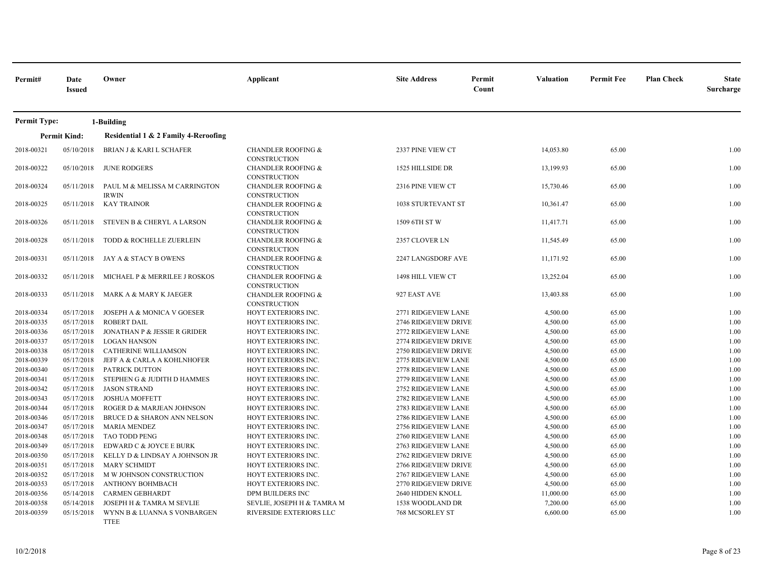| Permit# | Date Issued | Owner | Applicant | Site Address | Permit Count | Valuation | Permit Fee | Plan Check | State Surcharge |
|---|---|---|---|---|---|---|---|---|---|
| **Permit Type:** | | **1-Building** | | | | | | | |
| **Permit Kind:** | | **Residential 1 & 2 Family 4-Reroofing** | | | | | | | |
| 2018-00321 | 05/10/2018 | BRIAN J & KARI L SCHAFER | CHANDLER ROOFING & CONSTRUCTION | 2337 PINE VIEW CT | | 14,053.80 | 65.00 | | 1.00 |
| 2018-00322 | 05/10/2018 | JUNE RODGERS | CHANDLER ROOFING & CONSTRUCTION | 1525 HILLSIDE DR | | 13,199.93 | 65.00 | | 1.00 |
| 2018-00324 | 05/11/2018 | PAUL M & MELISSA M CARRINGTON IRWIN | CHANDLER ROOFING & CONSTRUCTION | 2316 PINE VIEW CT | | 15,730.46 | 65.00 | | 1.00 |
| 2018-00325 | 05/11/2018 | KAY TRAINOR | CHANDLER ROOFING & CONSTRUCTION | 1038 STURTEVANT ST | | 10,361.47 | 65.00 | | 1.00 |
| 2018-00326 | 05/11/2018 | STEVEN B & CHERYL A LARSON | CHANDLER ROOFING & CONSTRUCTION | 1509 6TH ST W | | 11,417.71 | 65.00 | | 1.00 |
| 2018-00328 | 05/11/2018 | TODD & ROCHELLE ZUERLEIN | CHANDLER ROOFING & CONSTRUCTION | 2357 CLOVER LN | | 11,545.49 | 65.00 | | 1.00 |
| 2018-00331 | 05/11/2018 | JAY A & STACY B OWENS | CHANDLER ROOFING & CONSTRUCTION | 2247 LANGSDORF AVE | | 11,171.92 | 65.00 | | 1.00 |
| 2018-00332 | 05/11/2018 | MICHAEL P & MERRILEE J ROSKOS | CHANDLER ROOFING & CONSTRUCTION | 1498 HILL VIEW CT | | 13,252.04 | 65.00 | | 1.00 |
| 2018-00333 | 05/11/2018 | MARK A & MARY K JAEGER | CHANDLER ROOFING & CONSTRUCTION | 927 EAST AVE | | 13,403.88 | 65.00 | | 1.00 |
| 2018-00334 | 05/17/2018 | JOSEPH A & MONICA V GOESER | HOYT EXTERIORS INC. | 2771 RIDGEVIEW LANE | | 4,500.00 | 65.00 | | 1.00 |
| 2018-00335 | 05/17/2018 | ROBERT DAIL | HOYT EXTERIORS INC. | 2746 RIDGEVIEW DRIVE | | 4,500.00 | 65.00 | | 1.00 |
| 2018-00336 | 05/17/2018 | JONATHAN P & JESSIE R GRIDER | HOYT EXTERIORS INC. | 2772 RIDGEVIEW LANE | | 4,500.00 | 65.00 | | 1.00 |
| 2018-00337 | 05/17/2018 | LOGAN HANSON | HOYT EXTERIORS INC. | 2774 RIDGEVIEW DRIVE | | 4,500.00 | 65.00 | | 1.00 |
| 2018-00338 | 05/17/2018 | CATHERINE WILLIAMSON | HOYT EXTERIORS INC. | 2750 RIDGEVIEW DRIVE | | 4,500.00 | 65.00 | | 1.00 |
| 2018-00339 | 05/17/2018 | JEFF A & CARLA A KOHLNHOFER | HOYT EXTERIORS INC. | 2775 RIDGEVIEW LANE | | 4,500.00 | 65.00 | | 1.00 |
| 2018-00340 | 05/17/2018 | PATRICK DUTTON | HOYT EXTERIORS INC. | 2778 RIDGEVIEW LANE | | 4,500.00 | 65.00 | | 1.00 |
| 2018-00341 | 05/17/2018 | STEPHEN G & JUDITH D HAMMES | HOYT EXTERIORS INC. | 2779 RIDGEVIEW LANE | | 4,500.00 | 65.00 | | 1.00 |
| 2018-00342 | 05/17/2018 | JASON STRAND | HOYT EXTERIORS INC. | 2752 RIDGEVIEW LANE | | 4,500.00 | 65.00 | | 1.00 |
| 2018-00343 | 05/17/2018 | JOSHUA MOFFETT | HOYT EXTERIORS INC. | 2782 RIDGEVIEW LANE | | 4,500.00 | 65.00 | | 1.00 |
| 2018-00344 | 05/17/2018 | ROGER D & MARJEAN JOHNSON | HOYT EXTERIORS INC. | 2783 RIDGEVIEW LANE | | 4,500.00 | 65.00 | | 1.00 |
| 2018-00346 | 05/17/2018 | BRUCE D & SHARON ANN NELSON | HOYT EXTERIORS INC. | 2786 RIDGEVIEW LANE | | 4,500.00 | 65.00 | | 1.00 |
| 2018-00347 | 05/17/2018 | MARIA MENDEZ | HOYT EXTERIORS INC. | 2756 RIDGEVIEW LANE | | 4,500.00 | 65.00 | | 1.00 |
| 2018-00348 | 05/17/2018 | TAO TODD PENG | HOYT EXTERIORS INC. | 2760 RIDGEVIEW LANE | | 4,500.00 | 65.00 | | 1.00 |
| 2018-00349 | 05/17/2018 | EDWARD C & JOYCE E BURK | HOYT EXTERIORS INC. | 2763 RIDGEVIEW LANE | | 4,500.00 | 65.00 | | 1.00 |
| 2018-00350 | 05/17/2018 | KELLY D & LINDSAY A JOHNSON JR | HOYT EXTERIORS INC. | 2762 RIDGEVIEW DRIVE | | 4,500.00 | 65.00 | | 1.00 |
| 2018-00351 | 05/17/2018 | MARY SCHMIDT | HOYT EXTERIORS INC. | 2766 RIDGEVIEW DRIVE | | 4,500.00 | 65.00 | | 1.00 |
| 2018-00352 | 05/17/2018 | M W JOHNSON CONSTRUCTION | HOYT EXTERIORS INC. | 2767 RIDGEVIEW LANE | | 4,500.00 | 65.00 | | 1.00 |
| 2018-00353 | 05/17/2018 | ANTHONY BOHMBACH | HOYT EXTERIORS INC. | 2770 RIDGEVIEW DRIVE | | 4,500.00 | 65.00 | | 1.00 |
| 2018-00356 | 05/14/2018 | CARMEN GEBHARDT | DPM BUILDERS INC | 2640 HIDDEN KNOLL | | 11,000.00 | 65.00 | | 1.00 |
| 2018-00358 | 05/14/2018 | JOSEPH H & TAMRA M SEVLIE | SEVLIE, JOSEPH H & TAMRA M | 1538 WOODLAND DR | | 7,200.00 | 65.00 | | 1.00 |
| 2018-00359 | 05/15/2018 | WYNN B & LUANNA S VONBARGEN TTEE | RIVERSIDE EXTERIORS LLC | 768 MCSORLEY ST | | 6,600.00 | 65.00 | | 1.00 |

10/2/2018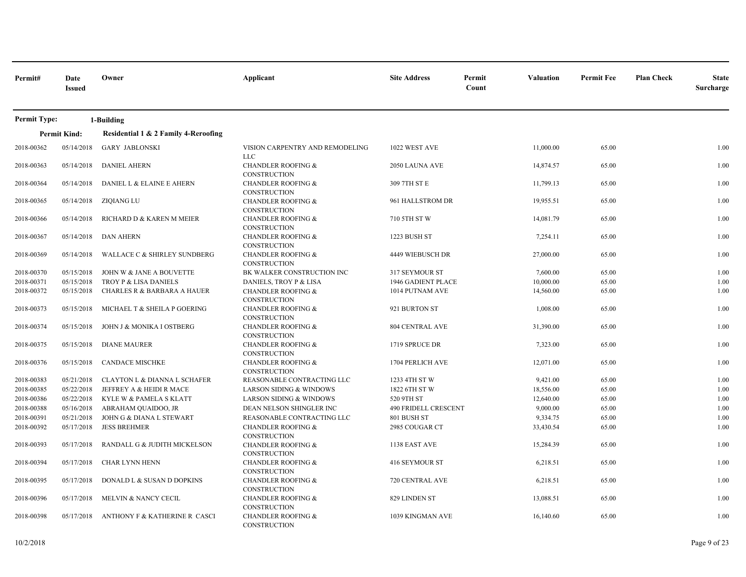| Permit# | Date Issued | Owner | Applicant | Site Address | Permit Count | Valuation | Permit Fee | Plan Check | State Surcharge |
|---|---|---|---|---|---|---|---|---|---|
| **Permit Type:** | | **1-Building** | | | | | | | |
| **Permit Kind:** | | **Residential 1 & 2 Family 4-Reroofing** | | | | | | | |
| 2018-00362 | 05/14/2018 | GARY JABLONSKI | VISION CARPENTRY AND REMODELING LLC | 1022 WEST AVE | | 11,000.00 | 65.00 | | 1.00 |
| 2018-00363 | 05/14/2018 | DANIEL AHERN | CHANDLER ROOFING & CONSTRUCTION | 2050 LAUNA AVE | | 14,874.57 | 65.00 | | 1.00 |
| 2018-00364 | 05/14/2018 | DANIEL L & ELAINE E AHERN | CHANDLER ROOFING & CONSTRUCTION | 309 7TH ST E | | 11,799.13 | 65.00 | | 1.00 |
| 2018-00365 | 05/14/2018 | ZIQIANG LU | CHANDLER ROOFING & CONSTRUCTION | 961 HALLSTROM DR | | 19,955.51 | 65.00 | | 1.00 |
| 2018-00366 | 05/14/2018 | RICHARD D & KAREN M MEIER | CHANDLER ROOFING & CONSTRUCTION | 710 5TH ST W | | 14,081.79 | 65.00 | | 1.00 |
| 2018-00367 | 05/14/2018 | DAN AHERN | CHANDLER ROOFING & CONSTRUCTION | 1223 BUSH ST | | 7,254.11 | 65.00 | | 1.00 |
| 2018-00369 | 05/14/2018 | WALLACE C & SHIRLEY SUNDBERG | CHANDLER ROOFING & CONSTRUCTION | 4449 WIEBUSCH DR | | 27,000.00 | 65.00 | | 1.00 |
| 2018-00370 | 05/15/2018 | JOHN W & JANE A BOUVETTE | BK WALKER CONSTRUCTION INC | 317 SEYMOUR ST | | 7,600.00 | 65.00 | | 1.00 |
| 2018-00371 | 05/15/2018 | TROY P & LISA DANIELS | DANIELS, TROY P & LISA | 1946 GADIENT PLACE | | 10,000.00 | 65.00 | | 1.00 |
| 2018-00372 | 05/15/2018 | CHARLES R & BARBARA A HAUER | CHANDLER ROOFING & CONSTRUCTION | 1014 PUTNAM AVE | | 14,560.00 | 65.00 | | 1.00 |
| 2018-00373 | 05/15/2018 | MICHAEL T & SHEILA P GOERING | CHANDLER ROOFING & CONSTRUCTION | 921 BURTON ST | | 1,008.00 | 65.00 | | 1.00 |
| 2018-00374 | 05/15/2018 | JOHN J & MONIKA I OSTBERG | CHANDLER ROOFING & CONSTRUCTION | 804 CENTRAL AVE | | 31,390.00 | 65.00 | | 1.00 |
| 2018-00375 | 05/15/2018 | DIANE MAURER | CHANDLER ROOFING & CONSTRUCTION | 1719 SPRUCE DR | | 7,323.00 | 65.00 | | 1.00 |
| 2018-00376 | 05/15/2018 | CANDACE MISCHKE | CHANDLER ROOFING & CONSTRUCTION | 1704 PERLICH AVE | | 12,071.00 | 65.00 | | 1.00 |
| 2018-00383 | 05/21/2018 | CLAYTON L & DIANNA L SCHAFER | REASONABLE CONTRACTING LLC | 1233 4TH ST W | | 9,421.00 | 65.00 | | 1.00 |
| 2018-00385 | 05/22/2018 | JEFFREY A & HEIDI R MACE | LARSON SIDING & WINDOWS | 1822 6TH ST W | | 18,556.00 | 65.00 | | 1.00 |
| 2018-00386 | 05/22/2018 | KYLE W & PAMELA S KLATT | LARSON SIDING & WINDOWS | 520 9TH ST | | 12,640.00 | 65.00 | | 1.00 |
| 2018-00388 | 05/16/2018 | ABRAHAM QUAIDOO, JR | DEAN NELSON SHINGLER INC | 490 FRIDELL CRESCENT | | 9,000.00 | 65.00 | | 1.00 |
| 2018-00391 | 05/21/2018 | JOHN G & DIANA L STEWART | REASONABLE CONTRACTING LLC | 801 BUSH ST | | 9,334.75 | 65.00 | | 1.00 |
| 2018-00392 | 05/17/2018 | JESS BREHMER | CHANDLER ROOFING & CONSTRUCTION | 2985 COUGAR CT | | 33,430.54 | 65.00 | | 1.00 |
| 2018-00393 | 05/17/2018 | RANDALL G & JUDITH MICKELSON | CHANDLER ROOFING & CONSTRUCTION | 1138 EAST AVE | | 15,284.39 | 65.00 | | 1.00 |
| 2018-00394 | 05/17/2018 | CHAR LYNN HENN | CHANDLER ROOFING & CONSTRUCTION | 416 SEYMOUR ST | | 6,218.51 | 65.00 | | 1.00 |
| 2018-00395 | 05/17/2018 | DONALD L & SUSAN D DOPKINS | CHANDLER ROOFING & CONSTRUCTION | 720 CENTRAL AVE | | 6,218.51 | 65.00 | | 1.00 |
| 2018-00396 | 05/17/2018 | MELVIN & NANCY CECIL | CHANDLER ROOFING & CONSTRUCTION | 829 LINDEN ST | | 13,088.51 | 65.00 | | 1.00 |
| 2018-00398 | 05/17/2018 | ANTHONY F & KATHERINE R CASCI | CHANDLER ROOFING & CONSTRUCTION | 1039 KINGMAN AVE | | 16,140.60 | 65.00 | | 1.00 |

10/2/2018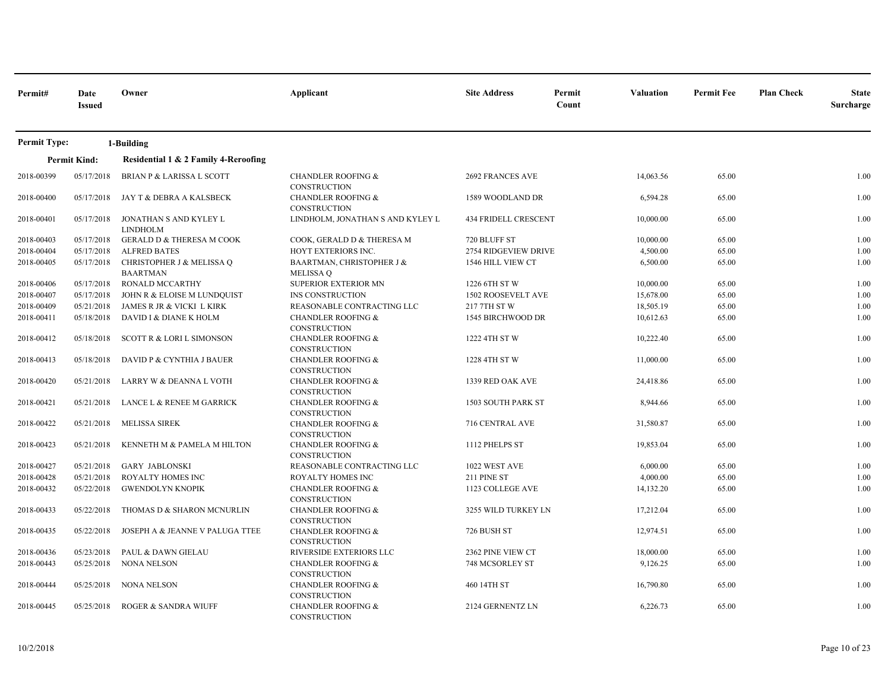| Permit# | Date Issued | Owner | Applicant | Site Address | Permit Count | Valuation | Permit Fee | Plan Check | State Surcharge |
|---|---|---|---|---|---|---|---|---|---|
| **Permit Type:** | | **1-Building** | | | | | | | |
| **Permit Kind:** | | **Residential 1 & 2 Family 4-Reroofing** | | | | | | | |
| 2018-00399 | 05/17/2018 | BRIAN P & LARISSA L SCOTT | CHANDLER ROOFING & CONSTRUCTION | 2692 FRANCES AVE | | 14,063.56 | 65.00 | | 1.00 |
| 2018-00400 | 05/17/2018 | JAY T & DEBRA A KALSBECK | CHANDLER ROOFING & CONSTRUCTION | 1589 WOODLAND DR | | 6,594.28 | 65.00 | | 1.00 |
| 2018-00401 | 05/17/2018 | JONATHAN S AND KYLEY L LINDHOLM | LINDHOLM, JONATHAN S AND KYLEY L | 434 FRIDELL CRESCENT | | 10,000.00 | 65.00 | | 1.00 |
| 2018-00403 | 05/17/2018 | GERALD D & THERESA M COOK | COOK, GERALD D & THERESA M | 720 BLUFF ST | | 10,000.00 | 65.00 | | 1.00 |
| 2018-00404 | 05/17/2018 | ALFRED BATES | HOYT EXTERIORS INC. | 2754 RIDGEVIEW DRIVE | | 4,500.00 | 65.00 | | 1.00 |
| 2018-00405 | 05/17/2018 | CHRISTOPHER J & MELISSA Q BAARTMAN | BAARTMAN, CHRISTOPHER J & MELISSA Q | 1546 HILL VIEW CT | | 6,500.00 | 65.00 | | 1.00 |
| 2018-00406 | 05/17/2018 | RONALD MCCARTHY | SUPERIOR EXTERIOR MN | 1226 6TH ST W | | 10,000.00 | 65.00 | | 1.00 |
| 2018-00407 | 05/17/2018 | JOHN R & ELOISE M LUNDQUIST | INS CONSTRUCTION | 1502 ROOSEVELT AVE | | 15,678.00 | 65.00 | | 1.00 |
| 2018-00409 | 05/21/2018 | JAMES R JR & VICKI L KIRK | REASONABLE CONTRACTING LLC | 217 7TH ST W | | 18,505.19 | 65.00 | | 1.00 |
| 2018-00411 | 05/18/2018 | DAVID I & DIANE K HOLM | CHANDLER ROOFING & CONSTRUCTION | 1545 BIRCHWOOD DR | | 10,612.63 | 65.00 | | 1.00 |
| 2018-00412 | 05/18/2018 | SCOTT R & LORI L SIMONSON | CHANDLER ROOFING & CONSTRUCTION | 1222 4TH ST W | | 10,222.40 | 65.00 | | 1.00 |
| 2018-00413 | 05/18/2018 | DAVID P & CYNTHIA J BAUER | CHANDLER ROOFING & CONSTRUCTION | 1228 4TH ST W | | 11,000.00 | 65.00 | | 1.00 |
| 2018-00420 | 05/21/2018 | LARRY W & DEANNA L VOTH | CHANDLER ROOFING & CONSTRUCTION | 1339 RED OAK AVE | | 24,418.86 | 65.00 | | 1.00 |
| 2018-00421 | 05/21/2018 | LANCE L & RENEE M GARRICK | CHANDLER ROOFING & CONSTRUCTION | 1503 SOUTH PARK ST | | 8,944.66 | 65.00 | | 1.00 |
| 2018-00422 | 05/21/2018 | MELISSA SIREK | CHANDLER ROOFING & CONSTRUCTION | 716 CENTRAL AVE | | 31,580.87 | 65.00 | | 1.00 |
| 2018-00423 | 05/21/2018 | KENNETH M & PAMELA M HILTON | CHANDLER ROOFING & CONSTRUCTION | 1112 PHELPS ST | | 19,853.04 | 65.00 | | 1.00 |
| 2018-00427 | 05/21/2018 | GARY JABLONSKI | REASONABLE CONTRACTING LLC | 1022 WEST AVE | | 6,000.00 | 65.00 | | 1.00 |
| 2018-00428 | 05/21/2018 | ROYALTY HOMES INC | ROYALTY HOMES INC | 211 PINE ST | | 4,000.00 | 65.00 | | 1.00 |
| 2018-00432 | 05/22/2018 | GWENDOLYN KNOPIK | CHANDLER ROOFING & CONSTRUCTION | 1123 COLLEGE AVE | | 14,132.20 | 65.00 | | 1.00 |
| 2018-00433 | 05/22/2018 | THOMAS D & SHARON MCNURLIN | CHANDLER ROOFING & CONSTRUCTION | 3255 WILD TURKEY LN | | 17,212.04 | 65.00 | | 1.00 |
| 2018-00435 | 05/22/2018 | JOSEPH A & JEANNE V PALUGA TTEE | CHANDLER ROOFING & CONSTRUCTION | 726 BUSH ST | | 12,974.51 | 65.00 | | 1.00 |
| 2018-00436 | 05/23/2018 | PAUL & DAWN GIELAU | RIVERSIDE EXTERIORS LLC | 2362 PINE VIEW CT | | 18,000.00 | 65.00 | | 1.00 |
| 2018-00443 | 05/25/2018 | NONA NELSON | CHANDLER ROOFING & CONSTRUCTION | 748 MCSORLEY ST | | 9,126.25 | 65.00 | | 1.00 |
| 2018-00444 | 05/25/2018 | NONA NELSON | CHANDLER ROOFING & CONSTRUCTION | 460 14TH ST | | 16,790.80 | 65.00 | | 1.00 |
| 2018-00445 | 05/25/2018 | ROGER & SANDRA WIUFF | CHANDLER ROOFING & CONSTRUCTION | 2124 GERNENTZ LN | | 6,226.73 | 65.00 | | 1.00 |

10/2/2018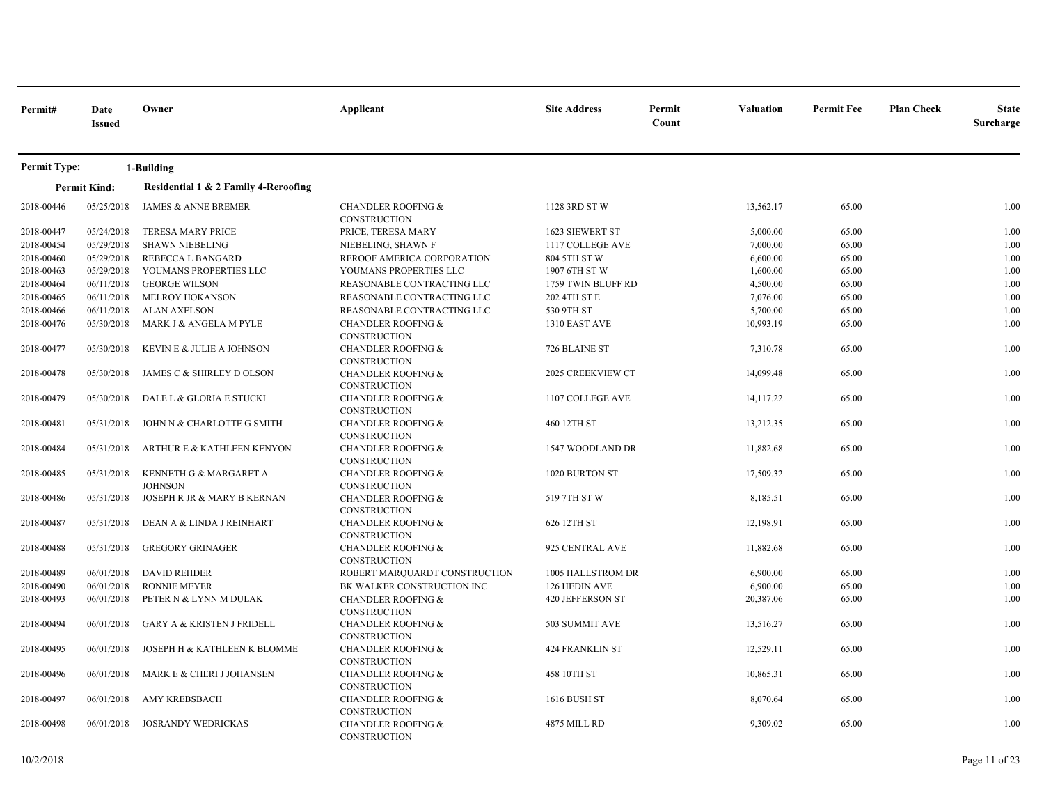| Permit# | Date Issued | Owner | Applicant | Site Address | Permit Count | Valuation | Permit Fee | Plan Check | State Surcharge |
|---|---|---|---|---|---|---|---|---|---|
| **Permit Type:** | | **1-Building** | | | | | | | |
| **Permit Kind:** | | **Residential 1 & 2 Family 4-Reroofing** | | | | | | | |
| 2018-00446 | 05/25/2018 | JAMES & ANNE BREMER | CHANDLER ROOFING & CONSTRUCTION | 1128 3RD ST W | | 13,562.17 | 65.00 | | 1.00 |
| 2018-00447 | 05/24/2018 | TERESA MARY PRICE | PRICE, TERESA MARY | 1623 SIEWERT ST | | 5,000.00 | 65.00 | | 1.00 |
| 2018-00454 | 05/29/2018 | SHAWN NIEBELING | NIEBELING, SHAWN F | 1117 COLLEGE AVE | | 7,000.00 | 65.00 | | 1.00 |
| 2018-00460 | 05/29/2018 | REBECCA L BANGARD | REROOF AMERICA CORPORATION | 804 5TH ST W | | 6,600.00 | 65.00 | | 1.00 |
| 2018-00463 | 05/29/2018 | YOUMANS PROPERTIES LLC | YOUMANS PROPERTIES LLC | 1907 6TH ST W | | 1,600.00 | 65.00 | | 1.00 |
| 2018-00464 | 06/11/2018 | GEORGE WILSON | REASONABLE CONTRACTING LLC | 1759 TWIN BLUFF RD | | 4,500.00 | 65.00 | | 1.00 |
| 2018-00465 | 06/11/2018 | MELROY HOKANSON | REASONABLE CONTRACTING LLC | 202 4TH ST E | | 7,076.00 | 65.00 | | 1.00 |
| 2018-00466 | 06/11/2018 | ALAN AXELSON | REASONABLE CONTRACTING LLC | 530 9TH ST | | 5,700.00 | 65.00 | | 1.00 |
| 2018-00476 | 05/30/2018 | MARK J & ANGELA M PYLE | CHANDLER ROOFING & CONSTRUCTION | 1310 EAST AVE | | 10,993.19 | 65.00 | | 1.00 |
| 2018-00477 | 05/30/2018 | KEVIN E & JULIE A JOHNSON | CHANDLER ROOFING & CONSTRUCTION | 726 BLAINE ST | | 7,310.78 | 65.00 | | 1.00 |
| 2018-00478 | 05/30/2018 | JAMES C & SHIRLEY D OLSON | CHANDLER ROOFING & CONSTRUCTION | 2025 CREEKVIEW CT | | 14,099.48 | 65.00 | | 1.00 |
| 2018-00479 | 05/30/2018 | DALE L & GLORIA E STUCKI | CHANDLER ROOFING & CONSTRUCTION | 1107 COLLEGE AVE | | 14,117.22 | 65.00 | | 1.00 |
| 2018-00481 | 05/31/2018 | JOHN N & CHARLOTTE G SMITH | CHANDLER ROOFING & CONSTRUCTION | 460 12TH ST | | 13,212.35 | 65.00 | | 1.00 |
| 2018-00484 | 05/31/2018 | ARTHUR E & KATHLEEN KENYON | CHANDLER ROOFING & CONSTRUCTION | 1547 WOODLAND DR | | 11,882.68 | 65.00 | | 1.00 |
| 2018-00485 | 05/31/2018 | KENNETH G & MARGARET A JOHNSON | CHANDLER ROOFING & CONSTRUCTION | 1020 BURTON ST | | 17,509.32 | 65.00 | | 1.00 |
| 2018-00486 | 05/31/2018 | JOSEPH R JR & MARY B KERNAN | CHANDLER ROOFING & CONSTRUCTION | 519 7TH ST W | | 8,185.51 | 65.00 | | 1.00 |
| 2018-00487 | 05/31/2018 | DEAN A & LINDA J REINHART | CHANDLER ROOFING & CONSTRUCTION | 626 12TH ST | | 12,198.91 | 65.00 | | 1.00 |
| 2018-00488 | 05/31/2018 | GREGORY GRINAGER | CHANDLER ROOFING & CONSTRUCTION | 925 CENTRAL AVE | | 11,882.68 | 65.00 | | 1.00 |
| 2018-00489 | 06/01/2018 | DAVID REHDER | ROBERT MARQUARDT CONSTRUCTION | 1005 HALLSTROM DR | | 6,900.00 | 65.00 | | 1.00 |
| 2018-00490 | 06/01/2018 | RONNIE MEYER | BK WALKER CONSTRUCTION INC | 126 HEDIN AVE | | 6,900.00 | 65.00 | | 1.00 |
| 2018-00493 | 06/01/2018 | PETER N & LYNN M DULAK | CHANDLER ROOFING & CONSTRUCTION | 420 JEFFERSON ST | | 20,387.06 | 65.00 | | 1.00 |
| 2018-00494 | 06/01/2018 | GARY A & KRISTEN J FRIDELL | CHANDLER ROOFING & CONSTRUCTION | 503 SUMMIT AVE | | 13,516.27 | 65.00 | | 1.00 |
| 2018-00495 | 06/01/2018 | JOSEPH H & KATHLEEN K BLOMME | CHANDLER ROOFING & CONSTRUCTION | 424 FRANKLIN ST | | 12,529.11 | 65.00 | | 1.00 |
| 2018-00496 | 06/01/2018 | MARK E & CHERI J JOHANSEN | CHANDLER ROOFING & CONSTRUCTION | 458 10TH ST | | 10,865.31 | 65.00 | | 1.00 |
| 2018-00497 | 06/01/2018 | AMY KREBSBACH | CHANDLER ROOFING & CONSTRUCTION | 1616 BUSH ST | | 8,070.64 | 65.00 | | 1.00 |
| 2018-00498 | 06/01/2018 | JOSRANDY WEDRICKAS | CHANDLER ROOFING & CONSTRUCTION | 4875 MILL RD | | 9,309.02 | 65.00 | | 1.00 |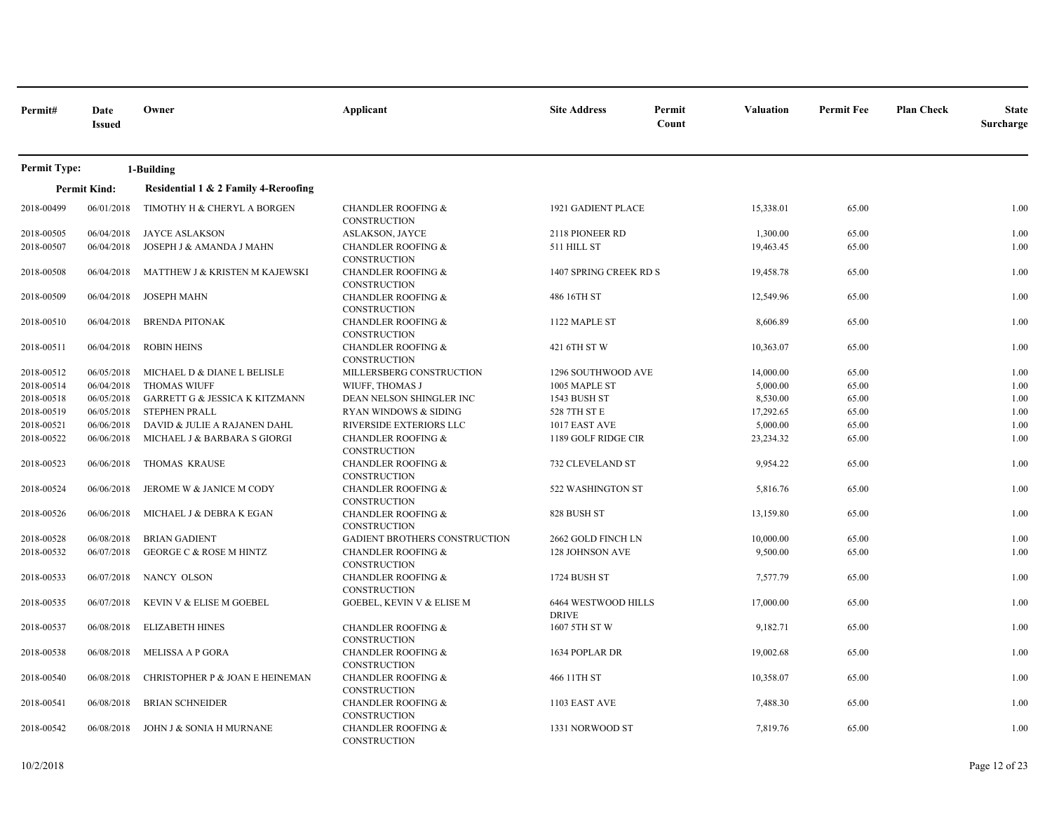| Permit# | Date Issued | Owner | Applicant | Site Address | Permit Count | Valuation | Permit Fee | Plan Check | State Surcharge |
|---|---|---|---|---|---|---|---|---|---|
| **Permit Type:** | | **1-Building** | | | | | | | |
| **Permit Kind:** | | **Residential 1 & 2 Family 4-Reroofing** | | | | | | | |
| 2018-00499 | 06/01/2018 | TIMOTHY H & CHERYL A BORGEN | CHANDLER ROOFING & CONSTRUCTION | 1921 GADIENT PLACE | | 15,338.01 | 65.00 | | 1.00 |
| 2018-00505 | 06/04/2018 | JAYCE ASLAKSON | ASLAKSON, JAYCE | 2118 PIONEER RD | | 1,300.00 | 65.00 | | 1.00 |
| 2018-00507 | 06/04/2018 | JOSEPH J & AMANDA J MAHN | CHANDLER ROOFING & CONSTRUCTION | 511 HILL ST | | 19,463.45 | 65.00 | | 1.00 |
| 2018-00508 | 06/04/2018 | MATTHEW J & KRISTEN M KAJEWSKI | CHANDLER ROOFING & CONSTRUCTION | 1407 SPRING CREEK RD S | | 19,458.78 | 65.00 | | 1.00 |
| 2018-00509 | 06/04/2018 | JOSEPH MAHN | CHANDLER ROOFING & CONSTRUCTION | 486 16TH ST | | 12,549.96 | 65.00 | | 1.00 |
| 2018-00510 | 06/04/2018 | BRENDA PITONAK | CHANDLER ROOFING & CONSTRUCTION | 1122 MAPLE ST | | 8,606.89 | 65.00 | | 1.00 |
| 2018-00511 | 06/04/2018 | ROBIN HEINS | CHANDLER ROOFING & CONSTRUCTION | 421 6TH ST W | | 10,363.07 | 65.00 | | 1.00 |
| 2018-00512 | 06/05/2018 | MICHAEL D & DIANE L BELISLE | MILLERSBERG CONSTRUCTION | 1296 SOUTHWOOD AVE | | 14,000.00 | 65.00 | | 1.00 |
| 2018-00514 | 06/04/2018 | THOMAS WIUFF | WIUFF, THOMAS J | 1005 MAPLE ST | | 5,000.00 | 65.00 | | 1.00 |
| 2018-00518 | 06/05/2018 | GARRETT G & JESSICA K KITZMANN | DEAN NELSON SHINGLER INC | 1543 BUSH ST | | 8,530.00 | 65.00 | | 1.00 |
| 2018-00519 | 06/05/2018 | STEPHEN PRALL | RYAN WINDOWS & SIDING | 528 7TH ST E | | 17,292.65 | 65.00 | | 1.00 |
| 2018-00521 | 06/06/2018 | DAVID & JULIE A RAJANEN DAHL | RIVERSIDE EXTERIORS LLC | 1017 EAST AVE | | 5,000.00 | 65.00 | | 1.00 |
| 2018-00522 | 06/06/2018 | MICHAEL J & BARBARA S GIORGI | CHANDLER ROOFING & CONSTRUCTION | 1189 GOLF RIDGE CIR | | 23,234.32 | 65.00 | | 1.00 |
| 2018-00523 | 06/06/2018 | THOMAS KRAUSE | CHANDLER ROOFING & CONSTRUCTION | 732 CLEVELAND ST | | 9,954.22 | 65.00 | | 1.00 |
| 2018-00524 | 06/06/2018 | JEROME W & JANICE M CODY | CHANDLER ROOFING & CONSTRUCTION | 522 WASHINGTON ST | | 5,816.76 | 65.00 | | 1.00 |
| 2018-00526 | 06/06/2018 | MICHAEL J & DEBRA K EGAN | CHANDLER ROOFING & CONSTRUCTION | 828 BUSH ST | | 13,159.80 | 65.00 | | 1.00 |
| 2018-00528 | 06/08/2018 | BRIAN GADIENT | GADIENT BROTHERS CONSTRUCTION | 2662 GOLD FINCH LN | | 10,000.00 | 65.00 | | 1.00 |
| 2018-00532 | 06/07/2018 | GEORGE C & ROSE M HINTZ | CHANDLER ROOFING & CONSTRUCTION | 128 JOHNSON AVE | | 9,500.00 | 65.00 | | 1.00 |
| 2018-00533 | 06/07/2018 | NANCY OLSON | CHANDLER ROOFING & CONSTRUCTION | 1724 BUSH ST | | 7,577.79 | 65.00 | | 1.00 |
| 2018-00535 | 06/07/2018 | KEVIN V & ELISE M GOEBEL | GOEBEL, KEVIN V & ELISE M | 6464 WESTWOOD HILLS DRIVE | | 17,000.00 | 65.00 | | 1.00 |
| 2018-00537 | 06/08/2018 | ELIZABETH HINES | CHANDLER ROOFING & CONSTRUCTION | 1607 5TH ST W | | 9,182.71 | 65.00 | | 1.00 |
| 2018-00538 | 06/08/2018 | MELISSA A P GORA | CHANDLER ROOFING & CONSTRUCTION | 1634 POPLAR DR | | 19,002.68 | 65.00 | | 1.00 |
| 2018-00540 | 06/08/2018 | CHRISTOPHER P & JOAN E HEINEMAN | CHANDLER ROOFING & CONSTRUCTION | 466 11TH ST | | 10,358.07 | 65.00 | | 1.00 |
| 2018-00541 | 06/08/2018 | BRIAN SCHNEIDER | CHANDLER ROOFING & CONSTRUCTION | 1103 EAST AVE | | 7,488.30 | 65.00 | | 1.00 |
| 2018-00542 | 06/08/2018 | JOHN J & SONIA H MURNANE | CHANDLER ROOFING & CONSTRUCTION | 1331 NORWOOD ST | | 7,819.76 | 65.00 | | 1.00 |

10/2/2018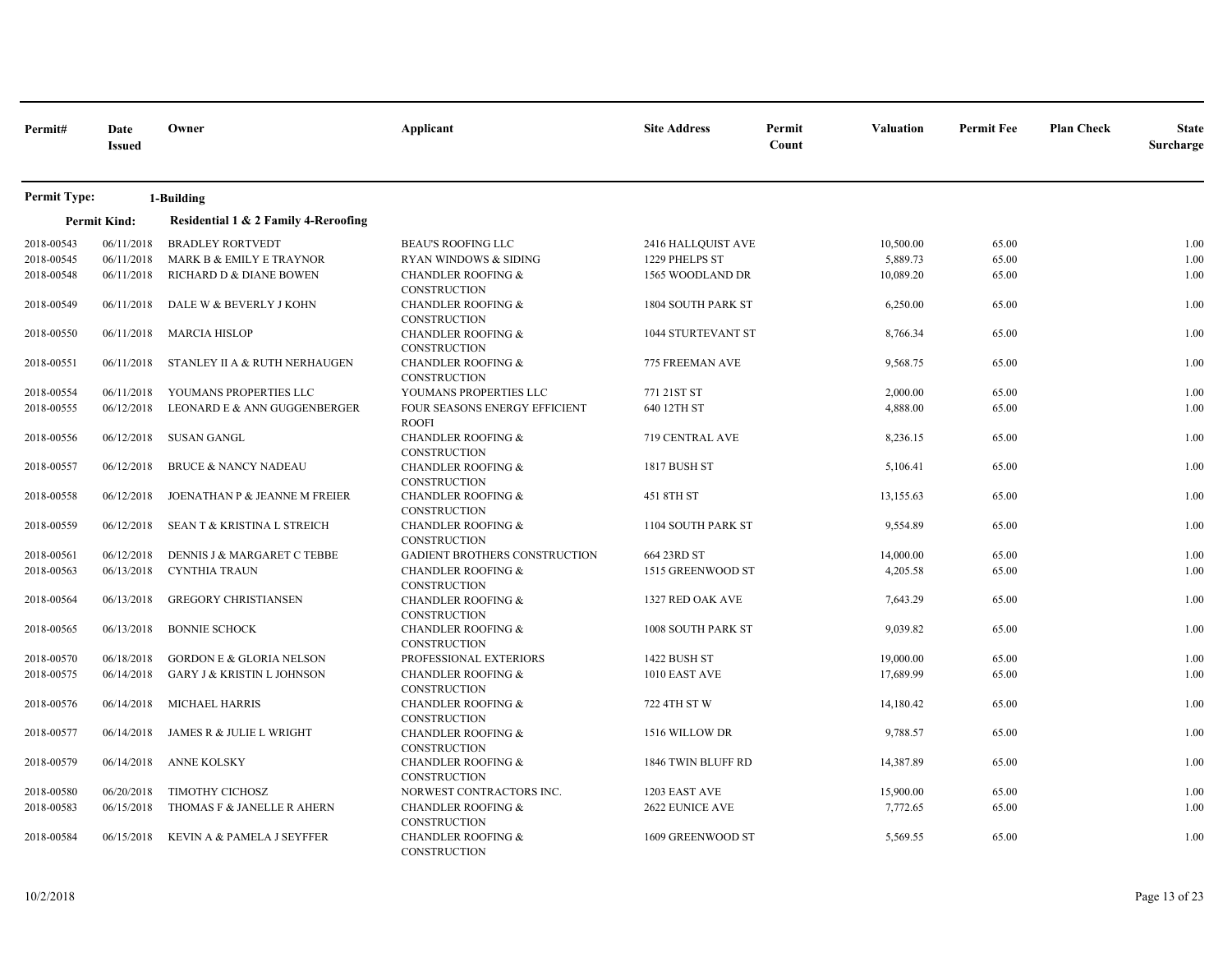| Permit# | Date Issued | Owner | Applicant | Site Address | Permit Count | Valuation | Permit Fee | Plan Check | State Surcharge |
|---|---|---|---|---|---|---|---|---|---|
| **Permit Type:** | | **1-Building** | | | | | | | |
| **Permit Kind:** | | **Residential 1 & 2 Family 4-Reroofing** | | | | | | | |
| 2018-00543 | 06/11/2018 | BRADLEY RORTVEDT | BEAU'S ROOFING LLC | 2416 HALLQUIST AVE | | 10,500.00 | 65.00 | | 1.00 |
| 2018-00545 | 06/11/2018 | MARK B & EMILY E TRAYNOR | RYAN WINDOWS & SIDING | 1229 PHELPS ST | | 5,889.73 | 65.00 | | 1.00 |
| 2018-00548 | 06/11/2018 | RICHARD D & DIANE BOWEN | CHANDLER ROOFING & CONSTRUCTION | 1565 WOODLAND DR | | 10,089.20 | 65.00 | | 1.00 |
| 2018-00549 | 06/11/2018 | DALE W & BEVERLY J KOHN | CHANDLER ROOFING & CONSTRUCTION | 1804 SOUTH PARK ST | | 6,250.00 | 65.00 | | 1.00 |
| 2018-00550 | 06/11/2018 | MARCIA HISLOP | CHANDLER ROOFING & CONSTRUCTION | 1044 STURTEVANT ST | | 8,766.34 | 65.00 | | 1.00 |
| 2018-00551 | 06/11/2018 | STANLEY II A & RUTH NERHAUGEN | CHANDLER ROOFING & CONSTRUCTION | 775 FREEMAN AVE | | 9,568.75 | 65.00 | | 1.00 |
| 2018-00554 | 06/11/2018 | YOUMANS PROPERTIES LLC | YOUMANS PROPERTIES LLC | 771 21ST ST | | 2,000.00 | 65.00 | | 1.00 |
| 2018-00555 | 06/12/2018 | LEONARD E & ANN GUGGENBERGER | FOUR SEASONS ENERGY EFFICIENT ROOFI | 640 12TH ST | | 4,888.00 | 65.00 | | 1.00 |
| 2018-00556 | 06/12/2018 | SUSAN GANGL | CHANDLER ROOFING & CONSTRUCTION | 719 CENTRAL AVE | | 8,236.15 | 65.00 | | 1.00 |
| 2018-00557 | 06/12/2018 | BRUCE & NANCY NADEAU | CHANDLER ROOFING & CONSTRUCTION | 1817 BUSH ST | | 5,106.41 | 65.00 | | 1.00 |
| 2018-00558 | 06/12/2018 | JOENATHAN P & JEANNE M FREIER | CHANDLER ROOFING & CONSTRUCTION | 451 8TH ST | | 13,155.63 | 65.00 | | 1.00 |
| 2018-00559 | 06/12/2018 | SEAN T & KRISTINA L STREICH | CHANDLER ROOFING & CONSTRUCTION | 1104 SOUTH PARK ST | | 9,554.89 | 65.00 | | 1.00 |
| 2018-00561 | 06/12/2018 | DENNIS J & MARGARET C TEBBE | GADIENT BROTHERS CONSTRUCTION | 664 23RD ST | | 14,000.00 | 65.00 | | 1.00 |
| 2018-00563 | 06/13/2018 | CYNTHIA TRAUN | CHANDLER ROOFING & CONSTRUCTION | 1515 GREENWOOD ST | | 4,205.58 | 65.00 | | 1.00 |
| 2018-00564 | 06/13/2018 | GREGORY CHRISTIANSEN | CHANDLER ROOFING & CONSTRUCTION | 1327 RED OAK AVE | | 7,643.29 | 65.00 | | 1.00 |
| 2018-00565 | 06/13/2018 | BONNIE SCHOCK | CHANDLER ROOFING & CONSTRUCTION | 1008 SOUTH PARK ST | | 9,039.82 | 65.00 | | 1.00 |
| 2018-00570 | 06/18/2018 | GORDON E & GLORIA NELSON | PROFESSIONAL EXTERIORS | 1422 BUSH ST | | 19,000.00 | 65.00 | | 1.00 |
| 2018-00575 | 06/14/2018 | GARY J & KRISTIN L JOHNSON | CHANDLER ROOFING & CONSTRUCTION | 1010 EAST AVE | | 17,689.99 | 65.00 | | 1.00 |
| 2018-00576 | 06/14/2018 | MICHAEL HARRIS | CHANDLER ROOFING & CONSTRUCTION | 722 4TH ST W | | 14,180.42 | 65.00 | | 1.00 |
| 2018-00577 | 06/14/2018 | JAMES R & JULIE L WRIGHT | CHANDLER ROOFING & CONSTRUCTION | 1516 WILLOW DR | | 9,788.57 | 65.00 | | 1.00 |
| 2018-00579 | 06/14/2018 | ANNE KOLSKY | CHANDLER ROOFING & CONSTRUCTION | 1846 TWIN BLUFF RD | | 14,387.89 | 65.00 | | 1.00 |
| 2018-00580 | 06/20/2018 | TIMOTHY CICHOSZ | NORWEST CONTRACTORS INC. | 1203 EAST AVE | | 15,900.00 | 65.00 | | 1.00 |
| 2018-00583 | 06/15/2018 | THOMAS F & JANELLE R AHERN | CHANDLER ROOFING & CONSTRUCTION | 2622 EUNICE AVE | | 7,772.65 | 65.00 | | 1.00 |
| 2018-00584 | 06/15/2018 | KEVIN A & PAMELA J SEYFFER | CHANDLER ROOFING & CONSTRUCTION | 1609 GREENWOOD ST | | 5,569.55 | 65.00 | | 1.00 |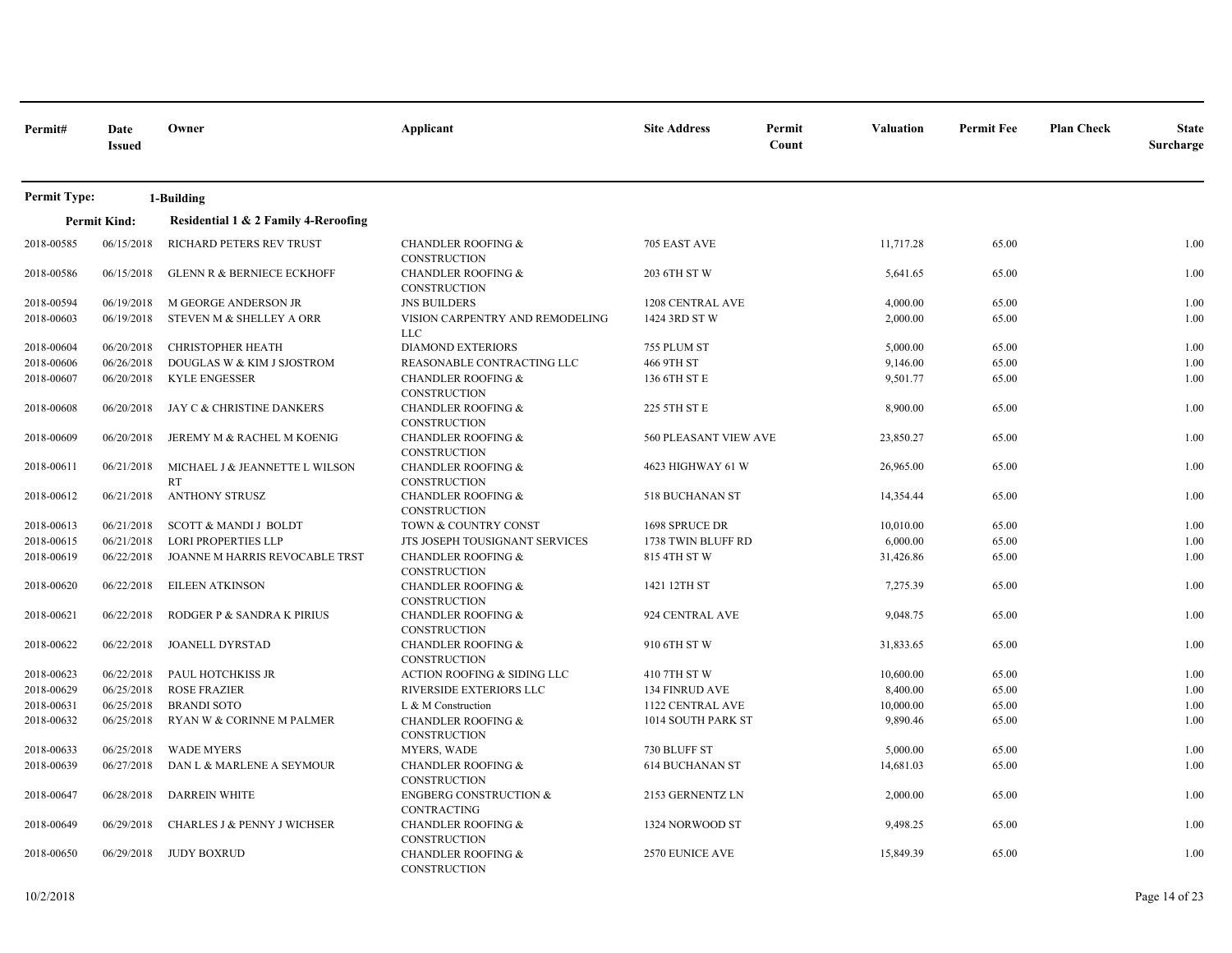| Permit# | Date Issued | Owner | Applicant | Site Address | Permit Count | Valuation | Permit Fee | Plan Check | State Surcharge |
|---|---|---|---|---|---|---|---|---|---|
| **Permit Type:** | | **1-Building** | | | | | | | |
| **Permit Kind:** | | **Residential 1 & 2 Family 4-Reroofing** | | | | | | | |
| 2018-00585 | 06/15/2018 | RICHARD PETERS REV TRUST | CHANDLER ROOFING & CONSTRUCTION | 705 EAST AVE | | 11,717.28 | 65.00 | | 1.00 |
| 2018-00586 | 06/15/2018 | GLENN R & BERNIECE ECKHOFF | CHANDLER ROOFING & CONSTRUCTION | 203 6TH ST W | | 5,641.65 | 65.00 | | 1.00 |
| 2018-00594 | 06/19/2018 | M GEORGE ANDERSON JR | JNS BUILDERS | 1208 CENTRAL AVE | | 4,000.00 | 65.00 | | 1.00 |
| 2018-00603 | 06/19/2018 | STEVEN M & SHELLEY A ORR | VISION CARPENTRY AND REMODELING LLC | 1424 3RD ST W | | 2,000.00 | 65.00 | | 1.00 |
| 2018-00604 | 06/20/2018 | CHRISTOPHER HEATH | DIAMOND EXTERIORS | 755 PLUM ST | | 5,000.00 | 65.00 | | 1.00 |
| 2018-00606 | 06/26/2018 | DOUGLAS W & KIM J SJOSTROM | REASONABLE CONTRACTING LLC | 466 9TH ST | | 9,146.00 | 65.00 | | 1.00 |
| 2018-00607 | 06/20/2018 | KYLE ENGESSER | CHANDLER ROOFING & CONSTRUCTION | 136 6TH ST E | | 9,501.77 | 65.00 | | 1.00 |
| 2018-00608 | 06/20/2018 | JAY C & CHRISTINE DANKERS | CHANDLER ROOFING & CONSTRUCTION | 225 5TH ST E | | 8,900.00 | 65.00 | | 1.00 |
| 2018-00609 | 06/20/2018 | JEREMY M & RACHEL M KOENIG | CHANDLER ROOFING & CONSTRUCTION | 560 PLEASANT VIEW AVE | | 23,850.27 | 65.00 | | 1.00 |
| 2018-00611 | 06/21/2018 | MICHAEL J & JEANNETTE L WILSON RT | CHANDLER ROOFING & CONSTRUCTION | 4623 HIGHWAY 61 W | | 26,965.00 | 65.00 | | 1.00 |
| 2018-00612 | 06/21/2018 | ANTHONY STRUSZ | CHANDLER ROOFING & CONSTRUCTION | 518 BUCHANAN ST | | 14,354.44 | 65.00 | | 1.00 |
| 2018-00613 | 06/21/2018 | SCOTT & MANDI J BOLDT | TOWN & COUNTRY CONST | 1698 SPRUCE DR | | 10,010.00 | 65.00 | | 1.00 |
| 2018-00615 | 06/21/2018 | LORI PROPERTIES LLP | JTS JOSEPH TOUSIGNANT SERVICES | 1738 TWIN BLUFF RD | | 6,000.00 | 65.00 | | 1.00 |
| 2018-00619 | 06/22/2018 | JOANNE M HARRIS REVOCABLE TRST | CHANDLER ROOFING & CONSTRUCTION | 815 4TH ST W | | 31,426.86 | 65.00 | | 1.00 |
| 2018-00620 | 06/22/2018 | EILEEN ATKINSON | CHANDLER ROOFING & CONSTRUCTION | 1421 12TH ST | | 7,275.39 | 65.00 | | 1.00 |
| 2018-00621 | 06/22/2018 | RODGER P & SANDRA K PIRIUS | CHANDLER ROOFING & CONSTRUCTION | 924 CENTRAL AVE | | 9,048.75 | 65.00 | | 1.00 |
| 2018-00622 | 06/22/2018 | JOANELL DYRSTAD | CHANDLER ROOFING & CONSTRUCTION | 910 6TH ST W | | 31,833.65 | 65.00 | | 1.00 |
| 2018-00623 | 06/22/2018 | PAUL HOTCHKISS JR | ACTION ROOFING & SIDING LLC | 410 7TH ST W | | 10,600.00 | 65.00 | | 1.00 |
| 2018-00629 | 06/25/2018 | ROSE FRAZIER | RIVERSIDE EXTERIORS LLC | 134 FINRUD AVE | | 8,400.00 | 65.00 | | 1.00 |
| 2018-00631 | 06/25/2018 | BRANDI SOTO | L & M Construction | 1122 CENTRAL AVE | | 10,000.00 | 65.00 | | 1.00 |
| 2018-00632 | 06/25/2018 | RYAN W & CORINNE M PALMER | CHANDLER ROOFING & CONSTRUCTION | 1014 SOUTH PARK ST | | 9,890.46 | 65.00 | | 1.00 |
| 2018-00633 | 06/25/2018 | WADE MYERS | MYERS, WADE | 730 BLUFF ST | | 5,000.00 | 65.00 | | 1.00 |
| 2018-00639 | 06/27/2018 | DAN L & MARLENE A SEYMOUR | CHANDLER ROOFING & CONSTRUCTION | 614 BUCHANAN ST | | 14,681.03 | 65.00 | | 1.00 |
| 2018-00647 | 06/28/2018 | DARREIN WHITE | ENGBERG CONSTRUCTION & CONTRACTING | 2153 GERNENTZ LN | | 2,000.00 | 65.00 | | 1.00 |
| 2018-00649 | 06/29/2018 | CHARLES J & PENNY J WICHSER | CHANDLER ROOFING & CONSTRUCTION | 1324 NORWOOD ST | | 9,498.25 | 65.00 | | 1.00 |
| 2018-00650 | 06/29/2018 | JUDY BOXRUD | CHANDLER ROOFING & CONSTRUCTION | 2570 EUNICE AVE | | 15,849.39 | 65.00 | | 1.00 |

10/2/2018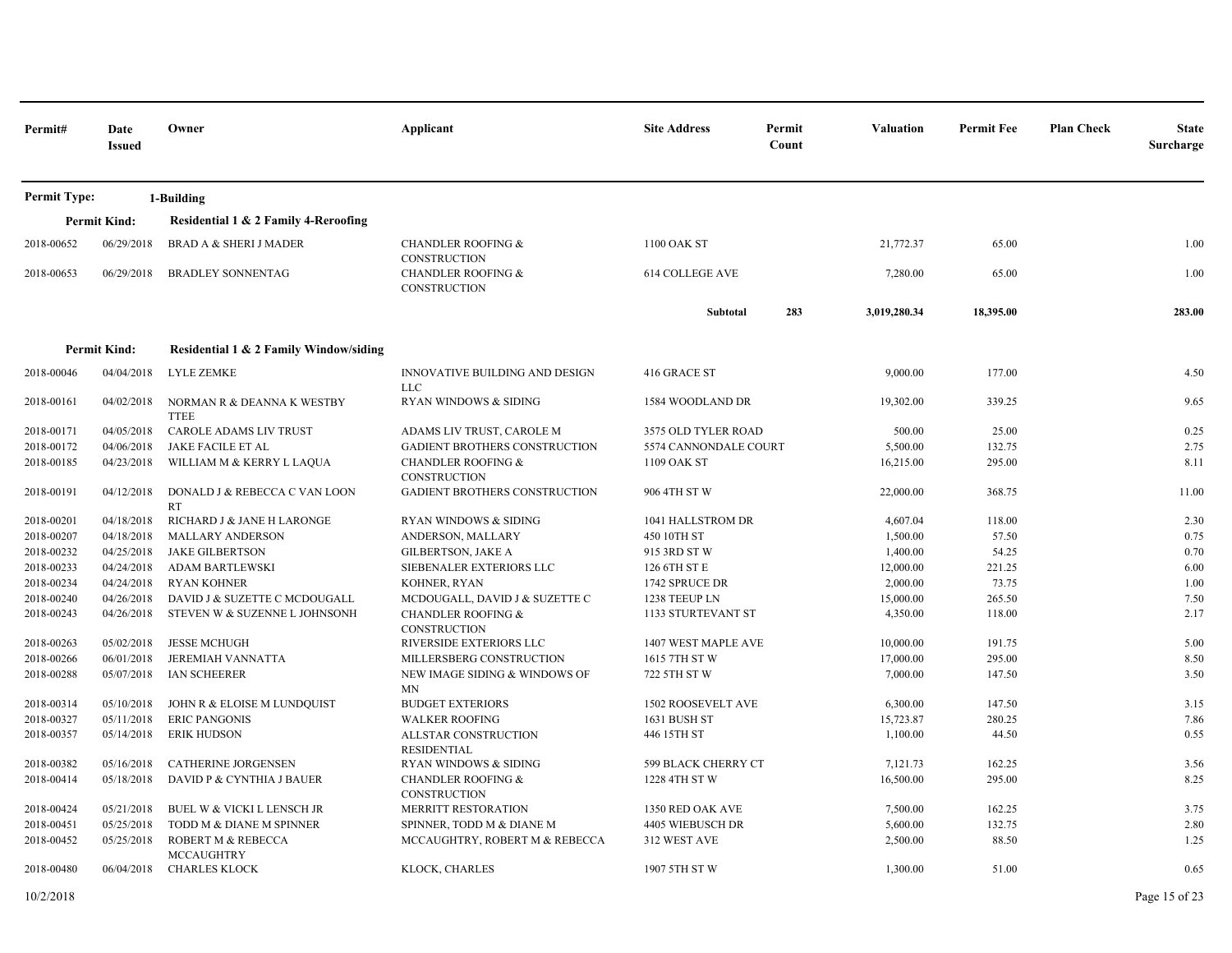| Permit# | Date Issued | Owner | Applicant | Site Address | Permit Count | Valuation | Permit Fee | Plan Check | State Surcharge |
|---|---|---|---|---|---|---|---|---|---|
| **Permit Type:** | | **1-Building** | | | | | | | |
| **Permit Kind:** | | **Residential 1 & 2 Family 4-Reroofing** | | | | | | | |
| 2018-00652 | 06/29/2018 | BRAD A & SHERI J MADER | CHANDLER ROOFING & CONSTRUCTION | 1100 OAK ST | | 21,772.37 | 65.00 | | 1.00 |
| 2018-00653 | 06/29/2018 | BRADLEY SONNENTAG | CHANDLER ROOFING & CONSTRUCTION | 614 COLLEGE AVE | | 7,280.00 | 65.00 | | 1.00 |
| | | | | **Subtotal** | **283** | **3,019,280.34** | **18,395.00** | | **283.00** |
| **Permit Kind:** | | **Residential 1 & 2 Family Window/siding** | | | | | | | |
| 2018-00046 | 04/04/2018 | LYLE ZEMKE | INNOVATIVE BUILDING AND DESIGN LLC | 416 GRACE ST | | 9,000.00 | 177.00 | | 4.50 |
| 2018-00161 | 04/02/2018 | NORMAN R & DEANNA K WESTBY TTEE | RYAN WINDOWS & SIDING | 1584 WOODLAND DR | | 19,302.00 | 339.25 | | 9.65 |
| 2018-00171 | 04/05/2018 | CAROLE ADAMS LIV TRUST | ADAMS LIV TRUST, CAROLE M | 3575 OLD TYLER ROAD | | 500.00 | 25.00 | | 0.25 |
| 2018-00172 | 04/06/2018 | JAKE FACILE ET AL | GADIENT BROTHERS CONSTRUCTION | 5574 CANNONDALE COURT | | 5,500.00 | 132.75 | | 2.75 |
| 2018-00185 | 04/23/2018 | WILLIAM M & KERRY L LAQUA | CHANDLER ROOFING & CONSTRUCTION | 1109 OAK ST | | 16,215.00 | 295.00 | | 8.11 |
| 2018-00191 | 04/12/2018 | DONALD J & REBECCA C VAN LOON RT | GADIENT BROTHERS CONSTRUCTION | 906 4TH ST W | | 22,000.00 | 368.75 | | 11.00 |
| 2018-00201 | 04/18/2018 | RICHARD J & JANE H LARONGE | RYAN WINDOWS & SIDING | 1041 HALLSTROM DR | | 4,607.04 | 118.00 | | 2.30 |
| 2018-00207 | 04/18/2018 | MALLARY ANDERSON | ANDERSON, MALLARY | 450 10TH ST | | 1,500.00 | 57.50 | | 0.75 |
| 2018-00232 | 04/25/2018 | JAKE GILBERTSON | GILBERTSON, JAKE A | 915 3RD ST W | | 1,400.00 | 54.25 | | 0.70 |
| 2018-00233 | 04/24/2018 | ADAM BARTLEWSKI | SIEBENALER EXTERIORS LLC | 126 6TH ST E | | 12,000.00 | 221.25 | | 6.00 |
| 2018-00234 | 04/24/2018 | RYAN KOHNER | KOHNER, RYAN | 1742 SPRUCE DR | | 2,000.00 | 73.75 | | 1.00 |
| 2018-00240 | 04/26/2018 | DAVID J & SUZETTE C MCDOUGALL | MCDOUGALL, DAVID J & SUZETTE C | 1238 TEEUP LN | | 15,000.00 | 265.50 | | 7.50 |
| 2018-00243 | 04/26/2018 | STEVEN W & SUZENNE L JOHNSONH | CHANDLER ROOFING & CONSTRUCTION | 1133 STURTEVANT ST | | 4,350.00 | 118.00 | | 2.17 |
| 2018-00263 | 05/02/2018 | JESSE MCHUGH | RIVERSIDE EXTERIORS LLC | 1407 WEST MAPLE AVE | | 10,000.00 | 191.75 | | 5.00 |
| 2018-00266 | 06/01/2018 | JEREMIAH VANNATTA | MILLERSBERG CONSTRUCTION | 1615 7TH ST W | | 17,000.00 | 295.00 | | 8.50 |
| 2018-00288 | 05/07/2018 | IAN SCHEERER | NEW IMAGE SIDING & WINDOWS OF MN | 722 5TH ST W | | 7,000.00 | 147.50 | | 3.50 |
| 2018-00314 | 05/10/2018 | JOHN R & ELOISE M LUNDQUIST | BUDGET EXTERIORS | 1502 ROOSEVELT AVE | | 6,300.00 | 147.50 | | 3.15 |
| 2018-00327 | 05/11/2018 | ERIC PANGONIS | WALKER ROOFING | 1631 BUSH ST | | 15,723.87 | 280.25 | | 7.86 |
| 2018-00357 | 05/14/2018 | ERIK HUDSON | ALLSTAR CONSTRUCTION RESIDENTIAL | 446 15TH ST | | 1,100.00 | 44.50 | | 0.55 |
| 2018-00382 | 05/16/2018 | CATHERINE JORGENSEN | RYAN WINDOWS & SIDING | 599 BLACK CHERRY CT | | 7,121.73 | 162.25 | | 3.56 |
| 2018-00414 | 05/18/2018 | DAVID P & CYNTHIA J BAUER | CHANDLER ROOFING & CONSTRUCTION | 1228 4TH ST W | | 16,500.00 | 295.00 | | 8.25 |
| 2018-00424 | 05/21/2018 | BUEL W & VICKI L LENSCH JR | MERRITT RESTORATION | 1350 RED OAK AVE | | 7,500.00 | 162.25 | | 3.75 |
| 2018-00451 | 05/25/2018 | TODD M & DIANE M SPINNER | SPINNER, TODD M & DIANE M | 4405 WIEBUSCH DR | | 5,600.00 | 132.75 | | 2.80 |
| 2018-00452 | 05/25/2018 | ROBERT M & REBECCA MCCAUGHTRY | MCCAUGHTRY, ROBERT M & REBECCA | 312 WEST AVE | | 2,500.00 | 88.50 | | 1.25 |
| 2018-00480 | 06/04/2018 | CHARLES KLOCK | KLOCK, CHARLES | 1907 5TH ST W | | 1,300.00 | 51.00 | | 0.65 |

10/2/2018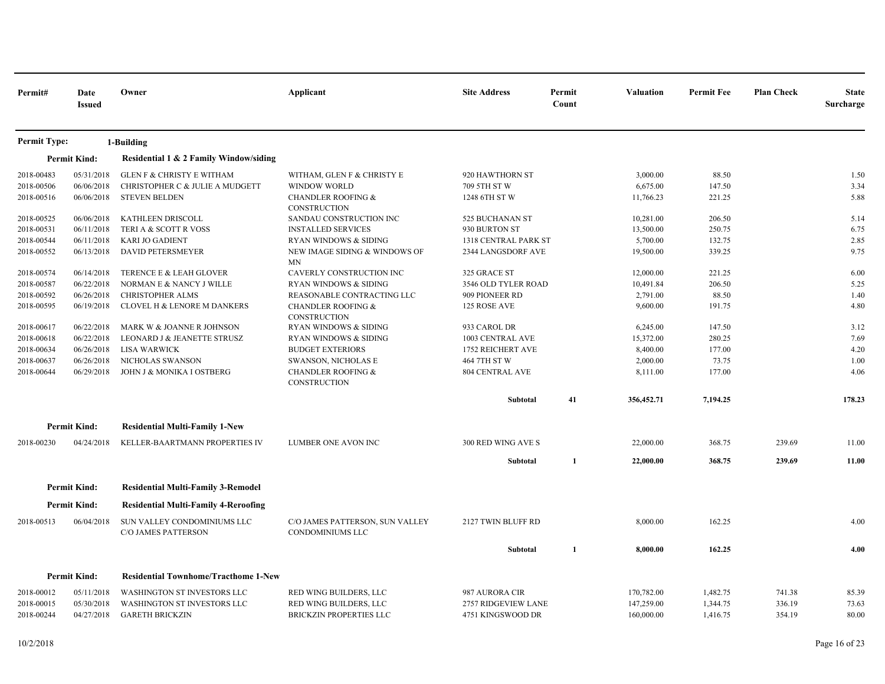| Permit# | Date Issued | Owner | Applicant | Site Address | Permit Count | Valuation | Permit Fee | Plan Check | State Surcharge |
|---|---|---|---|---|---|---|---|---|---|
| **Permit Type:** | | **1-Building** | | | | | | | |
| **Permit Kind:** | | **Residential 1 & 2 Family Window/siding** | | | | | | | |
| 2018-00483 | 05/31/2018 | GLEN F & CHRISTY E WITHAM | WITHAM, GLEN F & CHRISTY E | 920 HAWTHORN ST | | 3,000.00 | 88.50 | | 1.50 |
| 2018-00506 | 06/06/2018 | CHRISTOPHER C & JULIE A MUDGETT | WINDOW WORLD | 709 5TH ST W | | 6,675.00 | 147.50 | | 3.34 |
| 2018-00516 | 06/06/2018 | STEVEN BELDEN | CHANDLER ROOFING & CONSTRUCTION | 1248 6TH ST W | | 11,766.23 | 221.25 | | 5.88 |
| 2018-00525 | 06/06/2018 | KATHLEEN DRISCOLL | SANDAU CONSTRUCTION INC | 525 BUCHANAN ST | | 10,281.00 | 206.50 | | 5.14 |
| 2018-00531 | 06/11/2018 | TERI A & SCOTT R VOSS | INSTALLED SERVICES | 930 BURTON ST | | 13,500.00 | 250.75 | | 6.75 |
| 2018-00544 | 06/11/2018 | KARI JO GADIENT | RYAN WINDOWS & SIDING | 1318 CENTRAL PARK ST | | 5,700.00 | 132.75 | | 2.85 |
| 2018-00552 | 06/13/2018 | DAVID PETERSMEYER | NEW IMAGE SIDING & WINDOWS OF MN | 2344 LANGSDORF AVE | | 19,500.00 | 339.25 | | 9.75 |
| 2018-00574 | 06/14/2018 | TERENCE E & LEAH GLOVER | CAVERLY CONSTRUCTION INC | 325 GRACE ST | | 12,000.00 | 221.25 | | 6.00 |
| 2018-00587 | 06/22/2018 | NORMAN E & NANCY J WILLE | RYAN WINDOWS & SIDING | 3546 OLD TYLER ROAD | | 10,491.84 | 206.50 | | 5.25 |
| 2018-00592 | 06/26/2018 | CHRISTOPHER ALMS | REASONABLE CONTRACTING LLC | 909 PIONEER RD | | 2,791.00 | 88.50 | | 1.40 |
| 2018-00595 | 06/19/2018 | CLOVEL H & LENORE M DANKERS | CHANDLER ROOFING & CONSTRUCTION | 125 ROSE AVE | | 9,600.00 | 191.75 | | 4.80 |
| 2018-00617 | 06/22/2018 | MARK W & JOANNE R JOHNSON | RYAN WINDOWS & SIDING | 933 CAROL DR | | 6,245.00 | 147.50 | | 3.12 |
| 2018-00618 | 06/22/2018 | LEONARD J & JEANETTE STRUSZ | RYAN WINDOWS & SIDING | 1003 CENTRAL AVE | | 15,372.00 | 280.25 | | 7.69 |
| 2018-00634 | 06/26/2018 | LISA WARWICK | BUDGET EXTERIORS | 1752 REICHERT AVE | | 8,400.00 | 177.00 | | 4.20 |
| 2018-00637 | 06/26/2018 | NICHOLAS SWANSON | SWANSON, NICHOLAS E | 464 7TH ST W | | 2,000.00 | 73.75 | | 1.00 |
| 2018-00644 | 06/29/2018 | JOHN J & MONIKA I OSTBERG | CHANDLER ROOFING & CONSTRUCTION | 804 CENTRAL AVE | | 8,111.00 | 177.00 | | 4.06 |
| | | | | **Subtotal** | **41** | **356,452.71** | **7,194.25** | | **178.23** |
| **Permit Kind:** | | **Residential Multi-Family 1-New** | | | | | | | |
| 2018-00230 | 04/24/2018 | KELLER-BAARTMANN PROPERTIES IV | LUMBER ONE AVON INC | 300 RED WING AVE S | | 22,000.00 | 368.75 | 239.69 | 11.00 |
| | | | | **Subtotal** | **1** | **22,000.00** | **368.75** | **239.69** | **11.00** |
| **Permit Kind:** | | **Residential Multi-Family 3-Remodel** | | | | | | | |
| **Permit Kind:** | | **Residential Multi-Family 4-Reroofing** | | | | | | | |
| 2018-00513 | 06/04/2018 | SUN VALLEY CONDOMINIUMS LLC C/O JAMES PATTERSON | C/O JAMES PATTERSON, SUN VALLEY CONDOMINIUMS LLC | 2127 TWIN BLUFF RD | | 8,000.00 | 162.25 | | 4.00 |
| | | | | **Subtotal** | **1** | **8,000.00** | **162.25** | | **4.00** |
| **Permit Kind:** | | **Residential Townhome/Tracthome 1-New** | | | | | | | |
| 2018-00012 | 05/11/2018 | WASHINGTON ST INVESTORS LLC | RED WING BUILDERS, LLC | 987 AURORA CIR | | 170,782.00 | 1,482.75 | 741.38 | 85.39 |
| 2018-00015 | 05/30/2018 | WASHINGTON ST INVESTORS LLC | RED WING BUILDERS, LLC | 2757 RIDGEVIEW LANE | | 147,259.00 | 1,344.75 | 336.19 | 73.63 |
| 2018-00244 | 04/27/2018 | GARETH BRICKZIN | BRICKZIN PROPERTIES LLC | 4751 KINGSWOOD DR | | 160,000.00 | 1,416.75 | 354.19 | 80.00 |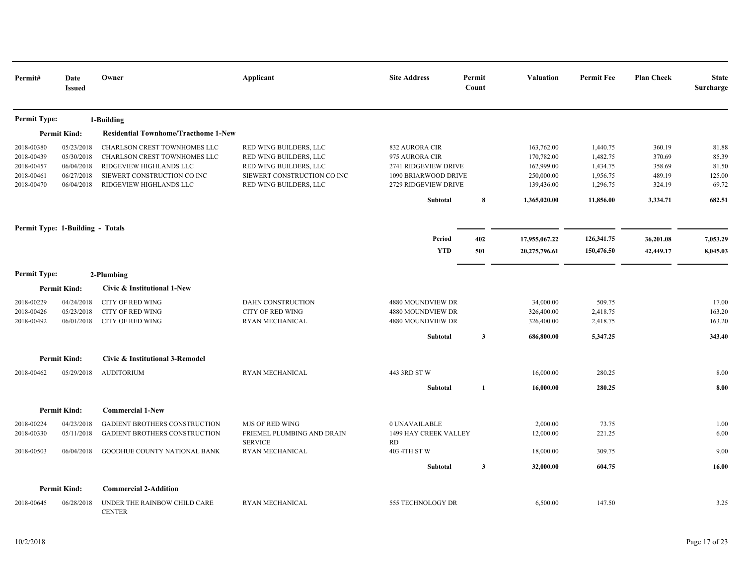| Permit# | Date Issued | Owner | Applicant | Site Address | Permit Count | Valuation | Permit Fee | Plan Check | State Surcharge |
|---|---|---|---|---|---|---|---|---|---|
| **Permit Type:** | | **1-Building** | | | | | | | |
| **Permit Kind:** | | **Residential Townhome/Tracthome 1-New** | | | | | | | |
| 2018-00380 | 05/23/2018 | CHARLSON CREST TOWNHOMES LLC | RED WING BUILDERS, LLC | 832 AURORA CIR | | 163,762.00 | 1,440.75 | 360.19 | 81.88 |
| 2018-00439 | 05/30/2018 | CHARLSON CREST TOWNHOMES LLC | RED WING BUILDERS, LLC | 975 AURORA CIR | | 170,782.00 | 1,482.75 | 370.69 | 85.39 |
| 2018-00457 | 06/04/2018 | RIDGEVIEW HIGHLANDS LLC | RED WING BUILDERS, LLC | 2741 RIDGEVIEW DRIVE | | 162,999.00 | 1,434.75 | 358.69 | 81.50 |
| 2018-00461 | 06/27/2018 | SIEWERT CONSTRUCTION CO INC | SIEWERT CONSTRUCTION CO INC | 1090 BRIARWOOD DRIVE | | 250,000.00 | 1,956.75 | 489.19 | 125.00 |
| 2018-00470 | 06/04/2018 | RIDGEVIEW HIGHLANDS LLC | RED WING BUILDERS, LLC | 2729 RIDGEVIEW DRIVE | | 139,436.00 | 1,296.75 | 324.19 | 69.72 |
| | | | | **Subtotal** | **8** | **1,365,020.00** | **11,856.00** | **3,334.71** | **682.51** |
| **Permit Type: 1-Building - Totals** | | | | | | | | | |
| | | | | **Period** | **402** | **17,955,067.22** | **126,341.75** | **36,201.08** | **7,053.29** |
| | | | | **YTD** | **501** | **20,275,796.61** | **150,476.50** | **42,449.17** | **8,045.03** |
| **Permit Type:** | | **2-Plumbing** | | | | | | | |
| **Permit Kind:** | | **Civic & Institutional 1-New** | | | | | | | |
| 2018-00229 | 04/24/2018 | CITY OF RED WING | DAHN CONSTRUCTION | 4880 MOUNDVIEW DR | | 34,000.00 | 509.75 | | 17.00 |
| 2018-00426 | 05/23/2018 | CITY OF RED WING | CITY OF RED WING | 4880 MOUNDVIEW DR | | 326,400.00 | 2,418.75 | | 163.20 |
| 2018-00492 | 06/01/2018 | CITY OF RED WING | RYAN MECHANICAL | 4880 MOUNDVIEW DR | | 326,400.00 | 2,418.75 | | 163.20 |
| | | | | **Subtotal** | **3** | **686,800.00** | **5,347.25** | | **343.40** |
| **Permit Kind:** | | **Civic & Institutional 3-Remodel** | | | | | | | |
| 2018-00462 | 05/29/2018 | AUDITORIUM | RYAN MECHANICAL | 443 3RD ST W | | 16,000.00 | 280.25 | | 8.00 |
| | | | | **Subtotal** | **1** | **16,000.00** | **280.25** | | **8.00** |
| **Permit Kind:** | | **Commercial 1-New** | | | | | | | |
| 2018-00224 | 04/23/2018 | GADIENT BROTHERS CONSTRUCTION | MJS OF RED WING | 0 UNAVAILABLE | | 2,000.00 | 73.75 | | 1.00 |
| 2018-00330 | 05/11/2018 | GADIENT BROTHERS CONSTRUCTION | FRIEMEL PLUMBING AND DRAIN SERVICE | 1499 HAY CREEK VALLEY RD | | 12,000.00 | 221.25 | | 6.00 |
| 2018-00503 | 06/04/2018 | GOODHUE COUNTY NATIONAL BANK | RYAN MECHANICAL | 403 4TH ST W | | 18,000.00 | 309.75 | | 9.00 |
| | | | | **Subtotal** | **3** | **32,000.00** | **604.75** | | **16.00** |
| **Permit Kind:** | | **Commercial 2-Addition** | | | | | | | |
| 2018-00645 | 06/28/2018 | UNDER THE RAINBOW CHILD CARE CENTER | RYAN MECHANICAL | 555 TECHNOLOGY DR | | 6,500.00 | 147.50 | | 3.25 |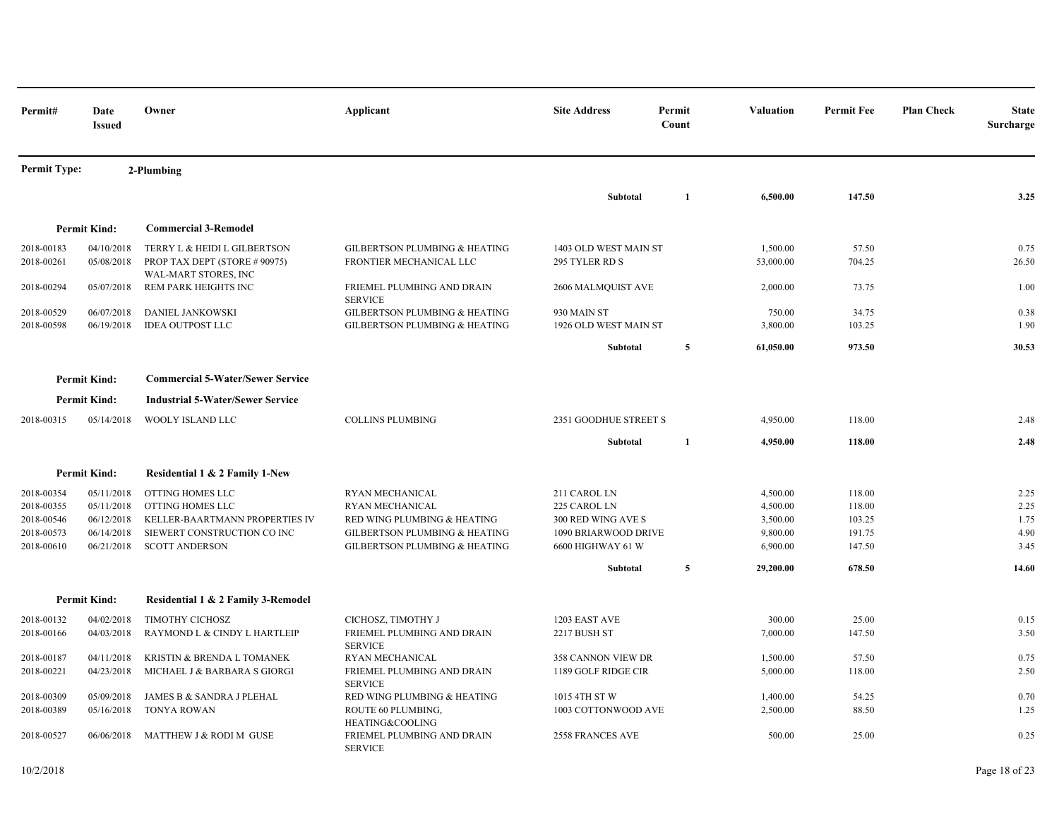| Permit# | Date Issued | Owner | Applicant | Site Address | Permit Count | Valuation | Permit Fee | Plan Check | State Surcharge |
|---|---|---|---|---|---|---|---|---|---|
| **Permit Type:** | | **2-Plumbing** | | | | | | | |
| | | | | **Subtotal** | **1** | **6,500.00** | **147.50** | | **3.25** |
| **Permit Kind:** | | **Commercial 3-Remodel** | | | | | | | |
| 2018-00183 | 04/10/2018 | TERRY L & HEIDI L GILBERTSON | GILBERTSON PLUMBING & HEATING | 1403 OLD WEST MAIN ST | | 1,500.00 | 57.50 | | 0.75 |
| 2018-00261 | 05/08/2018 | PROP TAX DEPT (STORE # 90975) WAL-MART STORES, INC | FRONTIER MECHANICAL LLC | 295 TYLER RD S | | 53,000.00 | 704.25 | | 26.50 |
| 2018-00294 | 05/07/2018 | REM PARK HEIGHTS INC | FRIEMEL PLUMBING AND DRAIN SERVICE | 2606 MALMQUIST AVE | | 2,000.00 | 73.75 | | 1.00 |
| 2018-00529 | 06/07/2018 | DANIEL JANKOWSKI | GILBERTSON PLUMBING & HEATING | 930 MAIN ST | | 750.00 | 34.75 | | 0.38 |
| 2018-00598 | 06/19/2018 | IDEA OUTPOST LLC | GILBERTSON PLUMBING & HEATING | 1926 OLD WEST MAIN ST | | 3,800.00 | 103.25 | | 1.90 |
| | | | | **Subtotal** | **5** | **61,050.00** | **973.50** | | **30.53** |
| **Permit Kind:** | | **Commercial 5-Water/Sewer Service** | | | | | | | |
| **Permit Kind:** | | **Industrial 5-Water/Sewer Service** | | | | | | | |
| 2018-00315 | 05/14/2018 | WOOLY ISLAND LLC | COLLINS PLUMBING | 2351 GOODHUE STREET S | | 4,950.00 | 118.00 | | 2.48 |
| | | | | **Subtotal** | **1** | **4,950.00** | **118.00** | | **2.48** |
| **Permit Kind:** | | **Residential 1 & 2 Family 1-New** | | | | | | | |
| 2018-00354 | 05/11/2018 | OTTING HOMES LLC | RYAN MECHANICAL | 211 CAROL LN | | 4,500.00 | 118.00 | | 2.25 |
| 2018-00355 | 05/11/2018 | OTTING HOMES LLC | RYAN MECHANICAL | 225 CAROL LN | | 4,500.00 | 118.00 | | 2.25 |
| 2018-00546 | 06/12/2018 | KELLER-BAARTMANN PROPERTIES IV | RED WING PLUMBING & HEATING | 300 RED WING AVE S | | 3,500.00 | 103.25 | | 1.75 |
| 2018-00573 | 06/14/2018 | SIEWERT CONSTRUCTION CO INC | GILBERTSON PLUMBING & HEATING | 1090 BRIARWOOD DRIVE | | 9,800.00 | 191.75 | | 4.90 |
| 2018-00610 | 06/21/2018 | SCOTT ANDERSON | GILBERTSON PLUMBING & HEATING | 6600 HIGHWAY 61 W | | 6,900.00 | 147.50 | | 3.45 |
| | | | | **Subtotal** | **5** | **29,200.00** | **678.50** | | **14.60** |
| **Permit Kind:** | | **Residential 1 & 2 Family 3-Remodel** | | | | | | | |
| 2018-00132 | 04/02/2018 | TIMOTHY CICHOSZ | CICHOSZ, TIMOTHY J | 1203 EAST AVE | | 300.00 | 25.00 | | 0.15 |
| 2018-00166 | 04/03/2018 | RAYMOND L & CINDY L HARTLEIP | FRIEMEL PLUMBING AND DRAIN SERVICE | 2217 BUSH ST | | 7,000.00 | 147.50 | | 3.50 |
| 2018-00187 | 04/11/2018 | KRISTIN & BRENDA L TOMANEK | RYAN MECHANICAL | 358 CANNON VIEW DR | | 1,500.00 | 57.50 | | 0.75 |
| 2018-00221 | 04/23/2018 | MICHAEL J & BARBARA S GIORGI | FRIEMEL PLUMBING AND DRAIN SERVICE | 1189 GOLF RIDGE CIR | | 5,000.00 | 118.00 | | 2.50 |
| 2018-00309 | 05/09/2018 | JAMES B & SANDRA J PLEHAL | RED WING PLUMBING & HEATING | 1015 4TH ST W | | 1,400.00 | 54.25 | | 0.70 |
| 2018-00389 | 05/16/2018 | TONYA ROWAN | ROUTE 60 PLUMBING, HEATING&COOLING | 1003 COTTONWOOD AVE | | 2,500.00 | 88.50 | | 1.25 |
| 2018-00527 | 06/06/2018 | MATTHEW J & RODI M GUSE | FRIEMEL PLUMBING AND DRAIN SERVICE | 2558 FRANCES AVE | | 500.00 | 25.00 | | 0.25 |

10/2/2018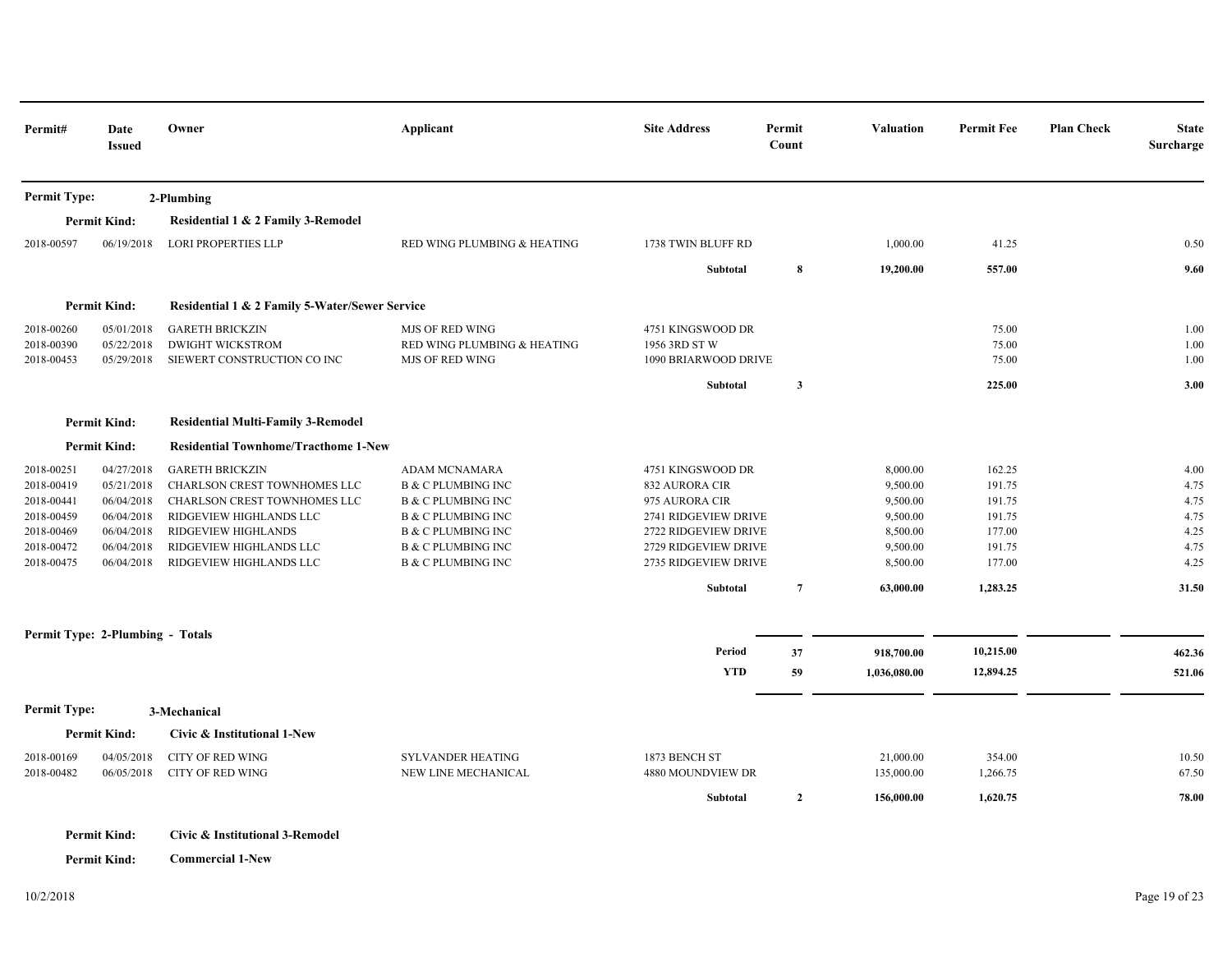| Permit# | Date Issued | Owner | Applicant | Site Address | Permit Count | Valuation | Permit Fee | Plan Check | State Surcharge |
|---|---|---|---|---|---|---|---|---|---|
| **Permit Type:** | | **2-Plumbing** | | | | | | | |
| **Permit Kind:** | | **Residential 1 & 2 Family 3-Remodel** | | | | | | | |
| 2018-00597 | 06/19/2018 | LORI PROPERTIES LLP | RED WING PLUMBING & HEATING | 1738 TWIN BLUFF RD | | 1,000.00 | 41.25 | | 0.50 |
| | | | | **Subtotal** | **8** | **19,200.00** | **557.00** | | **9.60** |
| **Permit Kind:** | | **Residential 1 & 2 Family 5-Water/Sewer Service** | | | | | | | |
| 2018-00260 | 05/01/2018 | GARETH BRICKZIN | MJS OF RED WING | 4751 KINGSWOOD DR | | | 75.00 | | 1.00 |
| 2018-00390 | 05/22/2018 | DWIGHT WICKSTROM | RED WING PLUMBING & HEATING | 1956 3RD ST W | | | 75.00 | | 1.00 |
| 2018-00453 | 05/29/2018 | SIEWERT CONSTRUCTION CO INC | MJS OF RED WING | 1090 BRIARWOOD DRIVE | | | 75.00 | | 1.00 |
| | | | | **Subtotal** | **3** | | **225.00** | | **3.00** |
| **Permit Kind:** | | **Residential Multi-Family 3-Remodel** | | | | | | | |
| **Permit Kind:** | | **Residential Townhome/Tracthome 1-New** | | | | | | | |
| 2018-00251 | 04/27/2018 | GARETH BRICKZIN | ADAM MCNAMARA | 4751 KINGSWOOD DR | | 8,000.00 | 162.25 | | 4.00 |
| 2018-00419 | 05/21/2018 | CHARLSON CREST TOWNHOMES LLC | B & C PLUMBING INC | 832 AURORA CIR | | 9,500.00 | 191.75 | | 4.75 |
| 2018-00441 | 06/04/2018 | CHARLSON CREST TOWNHOMES LLC | B & C PLUMBING INC | 975 AURORA CIR | | 9,500.00 | 191.75 | | 4.75 |
| 2018-00459 | 06/04/2018 | RIDGEVIEW HIGHLANDS LLC | B & C PLUMBING INC | 2741 RIDGEVIEW DRIVE | | 9,500.00 | 191.75 | | 4.75 |
| 2018-00469 | 06/04/2018 | RIDGEVIEW HIGHLANDS | B & C PLUMBING INC | 2722 RIDGEVIEW DRIVE | | 8,500.00 | 177.00 | | 4.25 |
| 2018-00472 | 06/04/2018 | RIDGEVIEW HIGHLANDS LLC | B & C PLUMBING INC | 2729 RIDGEVIEW DRIVE | | 9,500.00 | 191.75 | | 4.75 |
| 2018-00475 | 06/04/2018 | RIDGEVIEW HIGHLANDS LLC | B & C PLUMBING INC | 2735 RIDGEVIEW DRIVE | | 8,500.00 | 177.00 | | 4.25 |
| | | | | **Subtotal** | **7** | **63,000.00** | **1,283.25** | | **31.50** |
| **Permit Type: 2-Plumbing - Totals** | | | | | | | | | |
| | | | | **Period** | **37** | **918,700.00** | **10,215.00** | | **462.36** |
| | | | | **YTD** | **59** | **1,036,080.00** | **12,894.25** | | **521.06** |
| **Permit Type:** | | **3-Mechanical** | | | | | | | |
| **Permit Kind:** | | **Civic & Institutional 1-New** | | | | | | | |
| 2018-00169 | 04/05/2018 | CITY OF RED WING | SYLVANDER HEATING | 1873 BENCH ST | | 21,000.00 | 354.00 | | 10.50 |
| 2018-00482 | 06/05/2018 | CITY OF RED WING | NEW LINE MECHANICAL | 4880 MOUNDVIEW DR | | 135,000.00 | 1,266.75 | | 67.50 |
| | | | | **Subtotal** | **2** | **156,000.00** | **1,620.75** | | **78.00** |
| **Permit Kind:** | | **Civic & Institutional 3-Remodel** | | | | | | | |
| **Permit Kind:** | | **Commercial 1-New** | | | | | | | |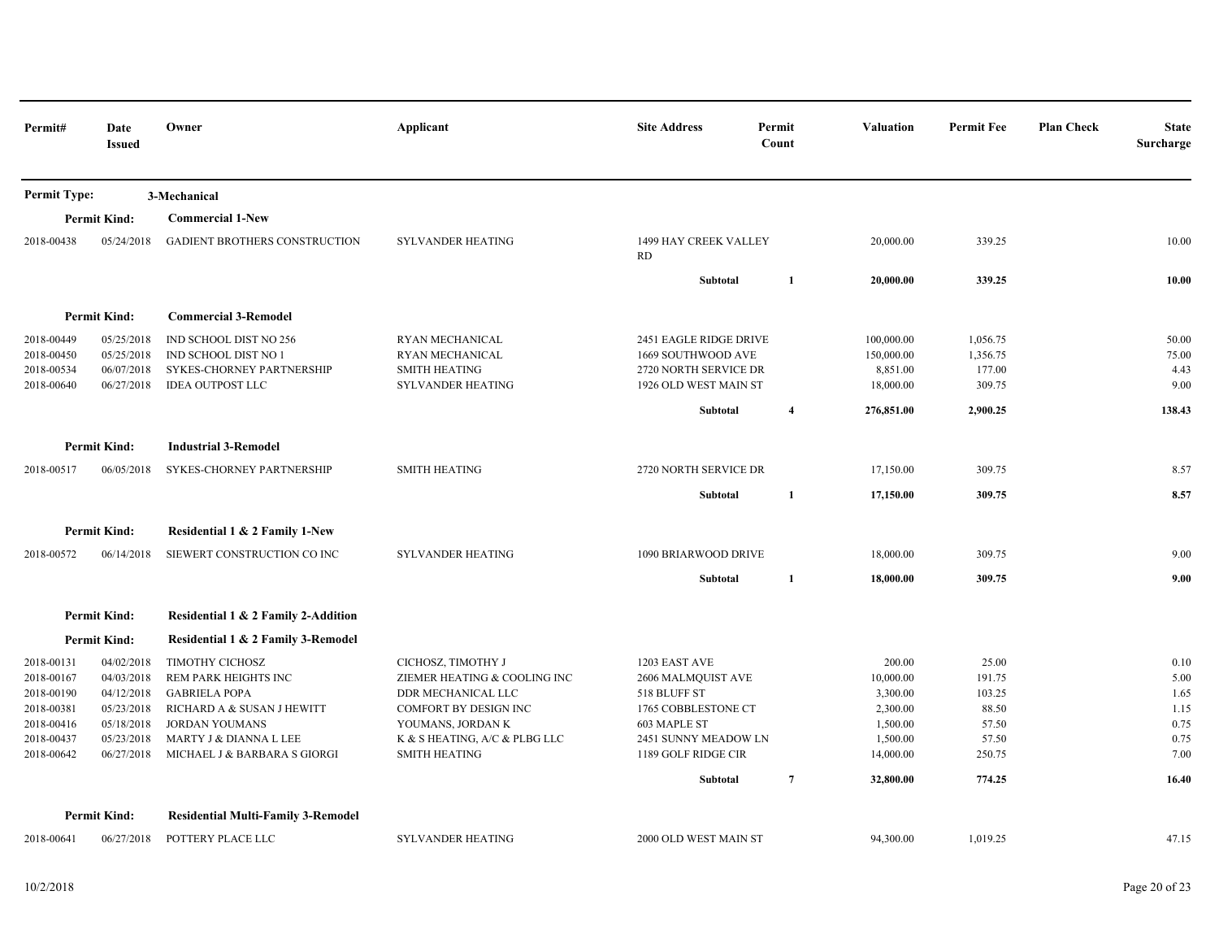| Permit# | Date Issued | Owner | Applicant | Site Address | Permit Count | Valuation | Permit Fee | Plan Check | State Surcharge |
|---|---|---|---|---|---|---|---|---|---|
| **Permit Type:** | | **3-Mechanical** | | | | | | | |
| **Permit Kind:** | | **Commercial 1-New** | | | | | | | |
| 2018-00438 | 05/24/2018 | GADIENT BROTHERS CONSTRUCTION | SYLVANDER HEATING | 1499 HAY CREEK VALLEY RD | | 20,000.00 | 339.25 | | 10.00 |
| | | | | **Subtotal** | **1** | **20,000.00** | **339.25** | | **10.00** |
| **Permit Kind:** | | **Commercial 3-Remodel** | | | | | | | |
| 2018-00449 | 05/25/2018 | IND SCHOOL DIST NO 256 | RYAN MECHANICAL | 2451 EAGLE RIDGE DRIVE | | 100,000.00 | 1,056.75 | | 50.00 |
| 2018-00450 | 05/25/2018 | IND SCHOOL DIST NO 1 | RYAN MECHANICAL | 1669 SOUTHWOOD AVE | | 150,000.00 | 1,356.75 | | 75.00 |
| 2018-00534 | 06/07/2018 | SYKES-CHORNEY PARTNERSHIP | SMITH HEATING | 2720 NORTH SERVICE DR | | 8,851.00 | 177.00 | | 4.43 |
| 2018-00640 | 06/27/2018 | IDEA OUTPOST LLC | SYLVANDER HEATING | 1926 OLD WEST MAIN ST | | 18,000.00 | 309.75 | | 9.00 |
| | | | | **Subtotal** | **4** | **276,851.00** | **2,900.25** | | **138.43** |
| **Permit Kind:** | | **Industrial 3-Remodel** | | | | | | | |
| 2018-00517 | 06/05/2018 | SYKES-CHORNEY PARTNERSHIP | SMITH HEATING | 2720 NORTH SERVICE DR | | 17,150.00 | 309.75 | | 8.57 |
| | | | | **Subtotal** | **1** | **17,150.00** | **309.75** | | **8.57** |
| **Permit Kind:** | | **Residential 1 & 2 Family 1-New** | | | | | | | |
| 2018-00572 | 06/14/2018 | SIEWERT CONSTRUCTION CO INC | SYLVANDER HEATING | 1090 BRIARWOOD DRIVE | | 18,000.00 | 309.75 | | 9.00 |
| | | | | **Subtotal** | **1** | **18,000.00** | **309.75** | | **9.00** |
| **Permit Kind:** | | **Residential 1 & 2 Family 2-Addition** | | | | | | | |
| **Permit Kind:** | | **Residential 1 & 2 Family 3-Remodel** | | | | | | | |
| 2018-00131 | 04/02/2018 | TIMOTHY CICHOSZ | CICHOSZ, TIMOTHY J | 1203 EAST AVE | | 200.00 | 25.00 | | 0.10 |
| 2018-00167 | 04/03/2018 | REM PARK HEIGHTS INC | ZIEMER HEATING & COOLING INC | 2606 MALMQUIST AVE | | 10,000.00 | 191.75 | | 5.00 |
| 2018-00190 | 04/12/2018 | GABRIELA POPA | DDR MECHANICAL LLC | 518 BLUFF ST | | 3,300.00 | 103.25 | | 1.65 |
| 2018-00381 | 05/23/2018 | RICHARD A & SUSAN J HEWITT | COMFORT BY DESIGN INC | 1765 COBBLESTONE CT | | 2,300.00 | 88.50 | | 1.15 |
| 2018-00416 | 05/18/2018 | JORDAN YOUMANS | YOUMANS, JORDAN K | 603 MAPLE ST | | 1,500.00 | 57.50 | | 0.75 |
| 2018-00437 | 05/23/2018 | MARTY J & DIANNA L LEE | K & S HEATING, A/C & PLBG LLC | 2451 SUNNY MEADOW LN | | 1,500.00 | 57.50 | | 0.75 |
| 2018-00642 | 06/27/2018 | MICHAEL J & BARBARA S GIORGI | SMITH HEATING | 1189 GOLF RIDGE CIR | | 14,000.00 | 250.75 | | 7.00 |
| | | | | **Subtotal** | **7** | **32,800.00** | **774.25** | | **16.40** |
| **Permit Kind:** | | **Residential Multi-Family 3-Remodel** | | | | | | | |
| 2018-00641 | 06/27/2018 | POTTERY PLACE LLC | SYLVANDER HEATING | 2000 OLD WEST MAIN ST | | 94,300.00 | 1,019.25 | | 47.15 |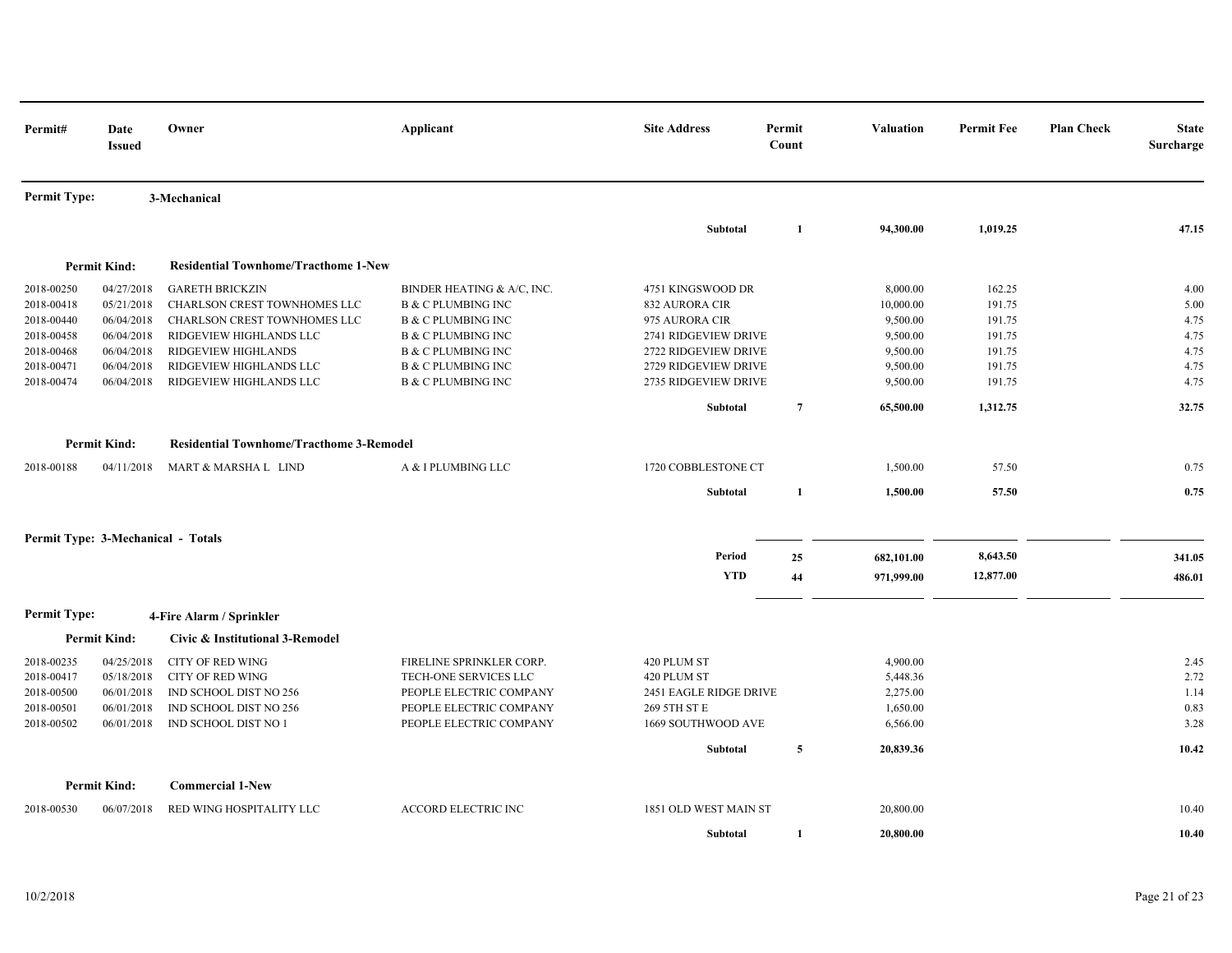| Permit# | Date Issued | Owner | Applicant | Site Address | Permit Count | Valuation | Permit Fee | Plan Check | State Surcharge |
|---|---|---|---|---|---|---|---|---|---|
| **Permit Type:** | | **3-Mechanical** | | | | | | | |
| | | | | **Subtotal** | **1** | **94,300.00** | **1,019.25** | | **47.15** |
| **Permit Kind:** | | **Residential Townhome/Tracthome 1-New** | | | | | | | |
| 2018-00250 | 04/27/2018 | GARETH BRICKZIN | BINDER HEATING & A/C, INC. | 4751 KINGSWOOD DR | | 8,000.00 | 162.25 | | 4.00 |
| 2018-00418 | 05/21/2018 | CHARLSON CREST TOWNHOMES LLC | B & C PLUMBING INC | 832 AURORA CIR | | 10,000.00 | 191.75 | | 5.00 |
| 2018-00440 | 06/04/2018 | CHARLSON CREST TOWNHOMES LLC | B & C PLUMBING INC | 975 AURORA CIR | | 9,500.00 | 191.75 | | 4.75 |
| 2018-00458 | 06/04/2018 | RIDGEVIEW HIGHLANDS LLC | B & C PLUMBING INC | 2741 RIDGEVIEW DRIVE | | 9,500.00 | 191.75 | | 4.75 |
| 2018-00468 | 06/04/2018 | RIDGEVIEW HIGHLANDS | B & C PLUMBING INC | 2722 RIDGEVIEW DRIVE | | 9,500.00 | 191.75 | | 4.75 |
| 2018-00471 | 06/04/2018 | RIDGEVIEW HIGHLANDS LLC | B & C PLUMBING INC | 2729 RIDGEVIEW DRIVE | | 9,500.00 | 191.75 | | 4.75 |
| 2018-00474 | 06/04/2018 | RIDGEVIEW HIGHLANDS LLC | B & C PLUMBING INC | 2735 RIDGEVIEW DRIVE | | 9,500.00 | 191.75 | | 4.75 |
| | | | | **Subtotal** | **7** | **65,500.00** | **1,312.75** | | **32.75** |
| **Permit Kind:** | | **Residential Townhome/Tracthome 3-Remodel** | | | | | | | |
| 2018-00188 | 04/11/2018 | MART & MARSHA L LIND | A & I PLUMBING LLC | 1720 COBBLESTONE CT | | 1,500.00 | 57.50 | | 0.75 |
| | | | | **Subtotal** | **1** | **1,500.00** | **57.50** | | **0.75** |
| **Permit Type: 3-Mechanical - Totals** | | | | | | | | | |
| | | | | **Period** | **25** | **682,101.00** | **8,643.50** | | **341.05** |
| | | | | **YTD** | **44** | **971,999.00** | **12,877.00** | | **486.01** |
| **Permit Type:** | | **4-Fire Alarm / Sprinkler** | | | | | | | |
| **Permit Kind:** | | **Civic & Institutional 3-Remodel** | | | | | | | |
| 2018-00235 | 04/25/2018 | CITY OF RED WING | FIRELINE SPRINKLER CORP. | 420 PLUM ST | | 4,900.00 | | | 2.45 |
| 2018-00417 | 05/18/2018 | CITY OF RED WING | TECH-ONE SERVICES LLC | 420 PLUM ST | | 5,448.36 | | | 2.72 |
| 2018-00500 | 06/01/2018 | IND SCHOOL DIST NO 256 | PEOPLE ELECTRIC COMPANY | 2451 EAGLE RIDGE DRIVE | | 2,275.00 | | | 1.14 |
| 2018-00501 | 06/01/2018 | IND SCHOOL DIST NO 256 | PEOPLE ELECTRIC COMPANY | 269 5TH ST E | | 1,650.00 | | | 0.83 |
| 2018-00502 | 06/01/2018 | IND SCHOOL DIST NO 1 | PEOPLE ELECTRIC COMPANY | 1669 SOUTHWOOD AVE | | 6,566.00 | | | 3.28 |
| | | | | **Subtotal** | **5** | **20,839.36** | | | **10.42** |
| **Permit Kind:** | | **Commercial 1-New** | | | | | | | |
| 2018-00530 | 06/07/2018 | RED WING HOSPITALITY LLC | ACCORD ELECTRIC INC | 1851 OLD WEST MAIN ST | | 20,800.00 | | | 10.40 |
| | | | | **Subtotal** | **1** | **20,800.00** | | | **10.40** |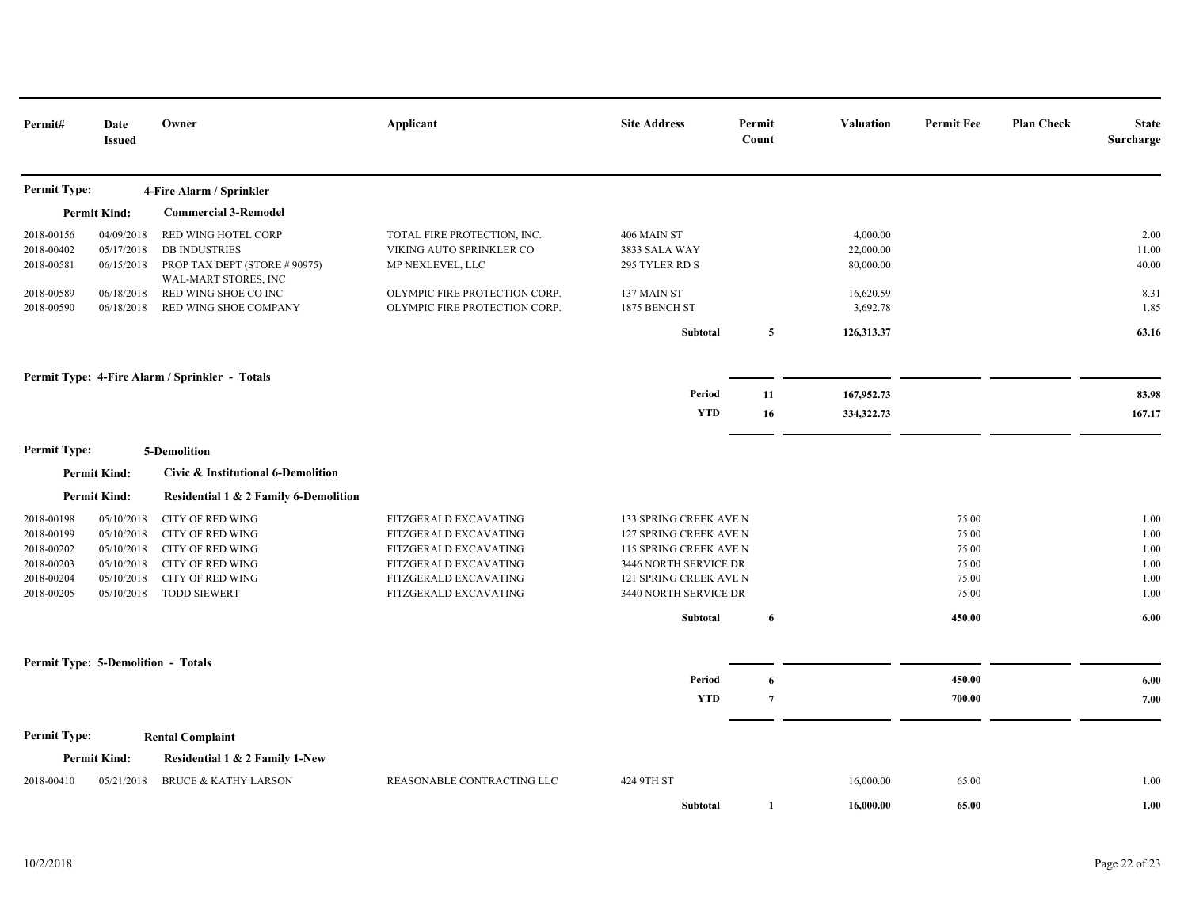| Permit# | Date Issued | Owner | Applicant | Site Address | Permit Count | Valuation | Permit Fee | Plan Check | State Surcharge |
|---|---|---|---|---|---|---|---|---|---|
| **Permit Type:** | | **4-Fire Alarm / Sprinkler** | | | | | | | |
| **Permit Kind:** | | **Commercial 3-Remodel** | | | | | | | |
| 2018-00156 | 04/09/2018 | RED WING HOTEL CORP | TOTAL FIRE PROTECTION, INC. | 406 MAIN ST | | 4,000.00 | | | 2.00 |
| 2018-00402 | 05/17/2018 | DB INDUSTRIES | VIKING AUTO SPRINKLER CO | 3833 SALA WAY | | 22,000.00 | | | 11.00 |
| 2018-00581 | 06/15/2018 | PROP TAX DEPT (STORE # 90975) WAL-MART STORES, INC | MP NEXLEVEL, LLC | 295 TYLER RD S | | 80,000.00 | | | 40.00 |
| 2018-00589 | 06/18/2018 | RED WING SHOE CO INC | OLYMPIC FIRE PROTECTION CORP. | 137 MAIN ST | | 16,620.59 | | | 8.31 |
| 2018-00590 | 06/18/2018 | RED WING SHOE COMPANY | OLYMPIC FIRE PROTECTION CORP. | 1875 BENCH ST | | 3,692.78 | | | 1.85 |
| | | | | **Subtotal** | **5** | **126,313.37** | | | **63.16** |
| **Permit Type: 4-Fire Alarm / Sprinkler - Totals** | | | | | | | | | |
| | | | | **Period** | **11** | **167,952.73** | | | **83.98** |
| | | | | **YTD** | **16** | **334,322.73** | | | **167.17** |
| **Permit Type:** | | **5-Demolition** | | | | | | | |
| **Permit Kind:** | | **Civic & Institutional 6-Demolition** | | | | | | | |
| **Permit Kind:** | | **Residential 1 & 2 Family 6-Demolition** | | | | | | | |
| 2018-00198 | 05/10/2018 | CITY OF RED WING | FITZGERALD EXCAVATING | 133 SPRING CREEK AVE N | | | 75.00 | | 1.00 |
| 2018-00199 | 05/10/2018 | CITY OF RED WING | FITZGERALD EXCAVATING | 127 SPRING CREEK AVE N | | | 75.00 | | 1.00 |
| 2018-00202 | 05/10/2018 | CITY OF RED WING | FITZGERALD EXCAVATING | 115 SPRING CREEK AVE N | | | 75.00 | | 1.00 |
| 2018-00203 | 05/10/2018 | CITY OF RED WING | FITZGERALD EXCAVATING | 3446 NORTH SERVICE DR | | | 75.00 | | 1.00 |
| 2018-00204 | 05/10/2018 | CITY OF RED WING | FITZGERALD EXCAVATING | 121 SPRING CREEK AVE N | | | 75.00 | | 1.00 |
| 2018-00205 | 05/10/2018 | TODD SIEWERT | FITZGERALD EXCAVATING | 3440 NORTH SERVICE DR | | | 75.00 | | 1.00 |
| | | | | **Subtotal** | **6** | | **450.00** | | **6.00** |
| **Permit Type: 5-Demolition - Totals** | | | | | | | | | |
| | | | | **Period** | **6** | | **450.00** | | **6.00** |
| | | | | **YTD** | **7** | | **700.00** | | **7.00** |
| **Permit Type:** | | **Rental Complaint** | | | | | | | |
| **Permit Kind:** | | **Residential 1 & 2 Family 1-New** | | | | | | | |
| 2018-00410 | 05/21/2018 | BRUCE & KATHY LARSON | REASONABLE CONTRACTING LLC | 424 9TH ST | | 16,000.00 | 65.00 | | 1.00 |
| | | | | **Subtotal** | **1** | **16,000.00** | **65.00** | | **1.00** |

10/2/2018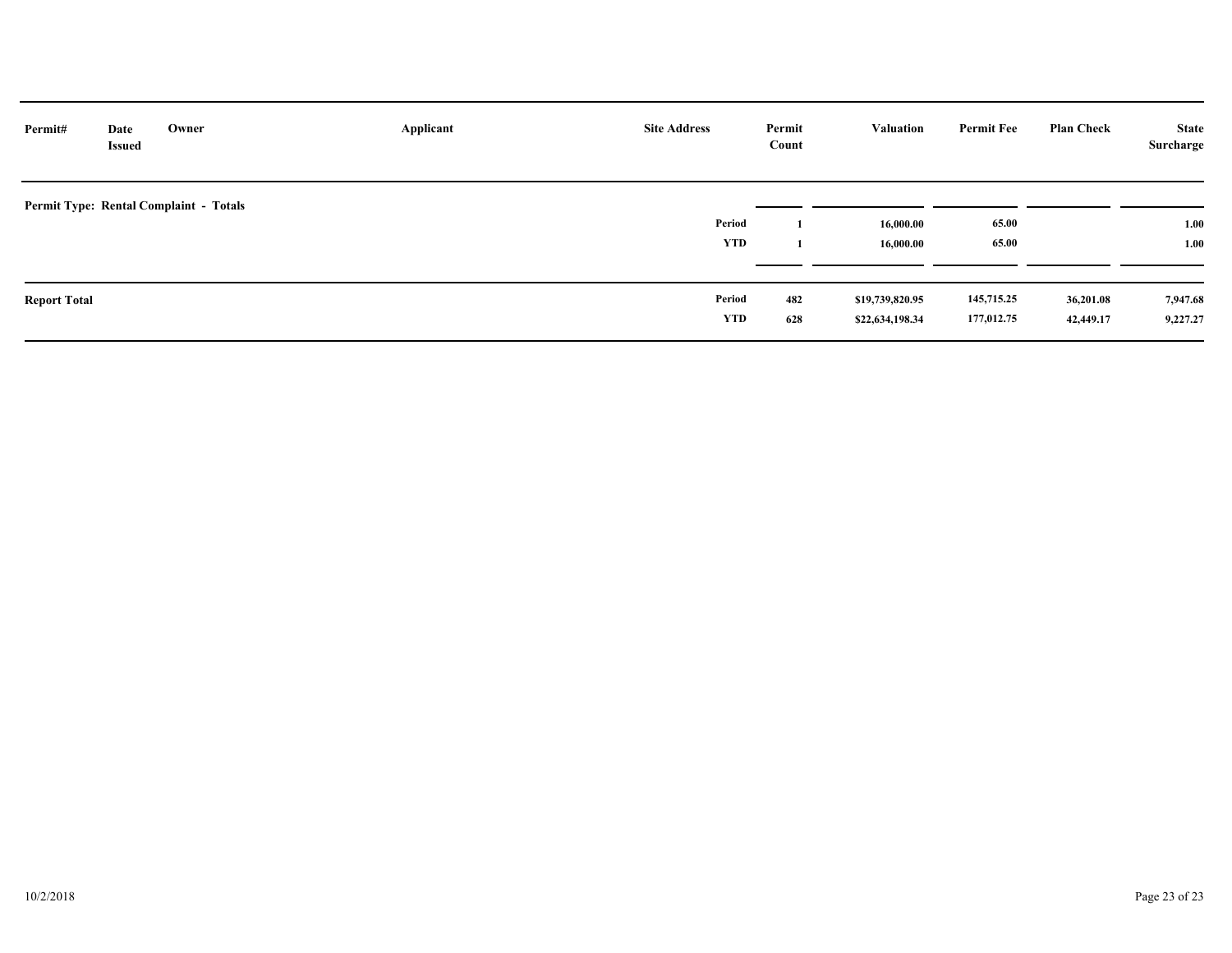| Permit# | Date Issued | Owner | Applicant | Site Address | | Permit Count | Valuation | Permit Fee | Plan Check | State Surcharge |
|---|---|---|---|---|---|---|---|---|---|---|
| **Permit Type: Rental Complaint - Totals** | | | | | | | | | | |
| | | | | | **Period** | **1** | **16,000.00** | **65.00** | | **1.00** |
| | | | | | **YTD** | **1** | **16,000.00** | **65.00** | | **1.00** |
| **Report Total** | | | | | **Period** | **482** | **$19,739,820.95** | **145,715.25** | **36,201.08** | **7,947.68** |
| | | | | | **YTD** | **628** | **$22,634,198.34** | **177,012.75** | **42,449.17** | **9,227.27** |

10/2/2018